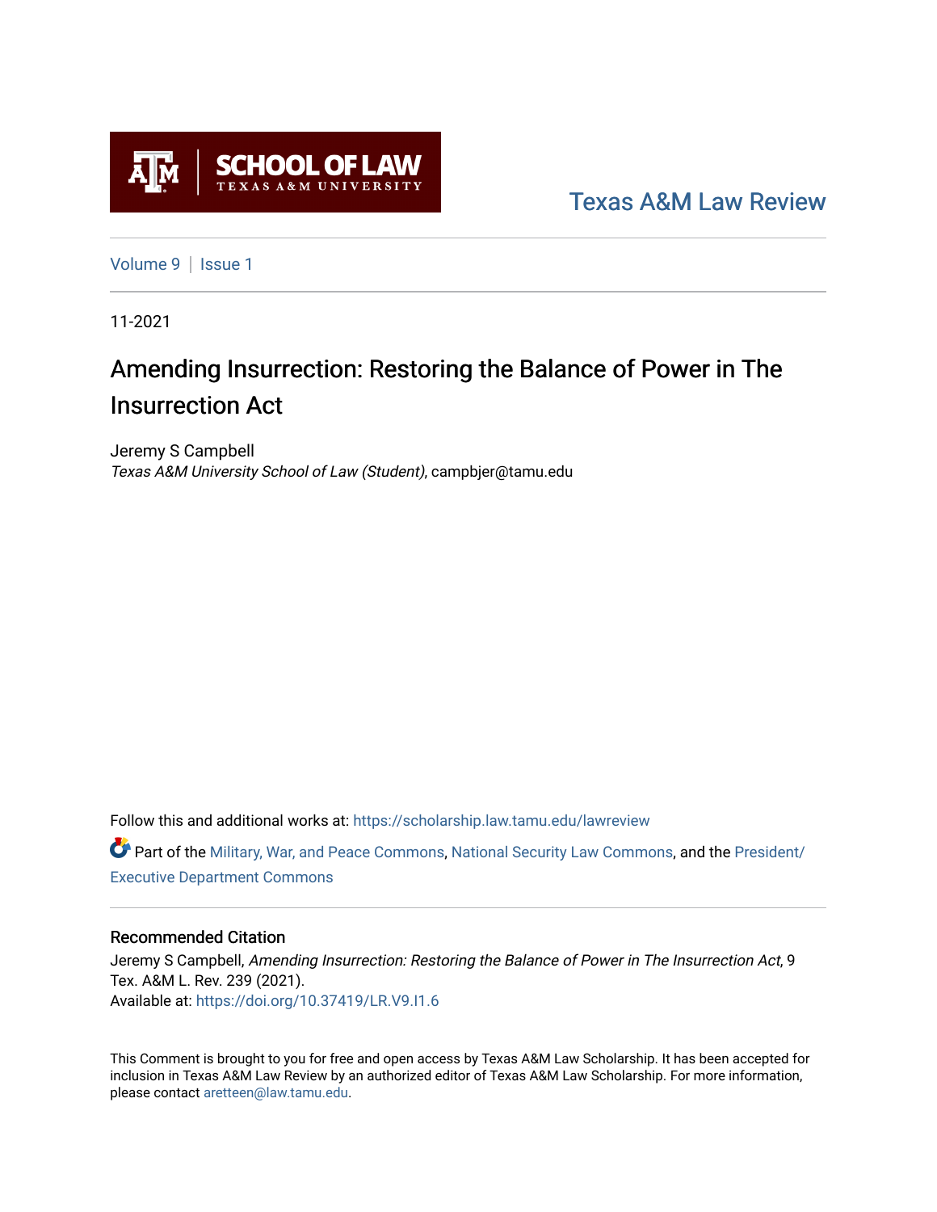SCHOOL OF LAW
TEXAS A&M UNIVERSITY

Texas A&M Law Review

Volume 9 | Issue 1

11-2021

# Amending Insurrection: Restoring the Balance of Power in The Insurrection Act

Jeremy S Campbell
*Texas A&M University School of Law (Student)*, campbjer@tamu.edu

Follow this and additional works at: https://scholarship.law.tamu.edu/lawreview

Part of the Military, War, and Peace Commons, National Security Law Commons, and the President/Executive Department Commons

## Recommended Citation

Jeremy S Campbell, *Amending Insurrection: Restoring the Balance of Power in The Insurrection Act*, 9 Tex. A&M L. Rev. 239 (2021).
Available at: https://doi.org/10.37419/LR.V9.I1.6

This Comment is brought to you for free and open access by Texas A&M Law Scholarship. It has been accepted for inclusion in Texas A&M Law Review by an authorized editor of Texas A&M Law Scholarship. For more information, please contact aretteen@law.tamu.edu.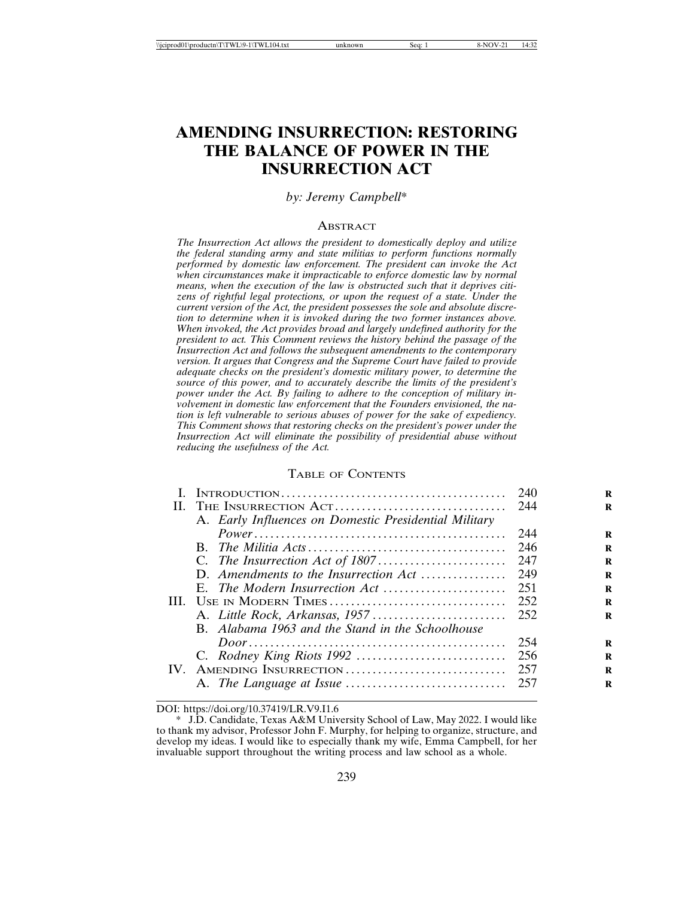# AMENDING INSURRECTION: RESTORING THE BALANCE OF POWER IN THE INSURRECTION ACT

*by: Jeremy Campbell\**

## ABSTRACT

*The Insurrection Act allows the president to domestically deploy and utilize the federal standing army and state militias to perform functions normally performed by domestic law enforcement. The president can invoke the Act when circumstances make it impracticable to enforce domestic law by normal means, when the execution of the law is obstructed such that it deprives citizens of rightful legal protections, or upon the request of a state. Under the current version of the Act, the president possesses the sole and absolute discretion to determine when it is invoked during the two former instances above. When invoked, the Act provides broad and largely undefined authority for the president to act. This Comment reviews the history behind the passage of the Insurrection Act and follows the subsequent amendments to the contemporary version. It argues that Congress and the Supreme Court have failed to provide adequate checks on the president's domestic military power, to determine the source of this power, and to accurately describe the limits of the president's power under the Act. By failing to adhere to the conception of military involvement in domestic law enforcement that the Founders envisioned, the nation is left vulnerable to serious abuses of power for the sake of expediency. This Comment shows that restoring checks on the president's power under the Insurrection Act will eliminate the possibility of presidential abuse without reducing the usefulness of the Act.*

## TABLE OF CONTENTS

| | | |
|---|---|---|
| I. | INTRODUCTION | 240 |
| II. | THE INSURRECTION ACT | 244 |
| | A. *Early Influences on Domestic Presidential Military Power* | 244 |
| | B. *The Militia Acts* | 246 |
| | C. *The Insurrection Act of 1807* | 247 |
| | D. *Amendments to the Insurrection Act* | 249 |
| | E. *The Modern Insurrection Act* | 251 |
| III. | USE IN MODERN TIMES | 252 |
| | A. *Little Rock, Arkansas, 1957* | 252 |
| | B. *Alabama 1963 and the Stand in the Schoolhouse Door* | 254 |
| | C. *Rodney King Riots 1992* | 256 |
| IV. | AMENDING INSURRECTION | 257 |
| | A. *The Language at Issue* | 257 |

DOI: https://doi.org/10.37419/LR.V9.I1.6

\* J.D. Candidate, Texas A&M University School of Law, May 2022. I would like to thank my advisor, Professor John F. Murphy, for helping to organize, structure, and develop my ideas. I would like to especially thank my wife, Emma Campbell, for her invaluable support throughout the writing process and law school as a whole.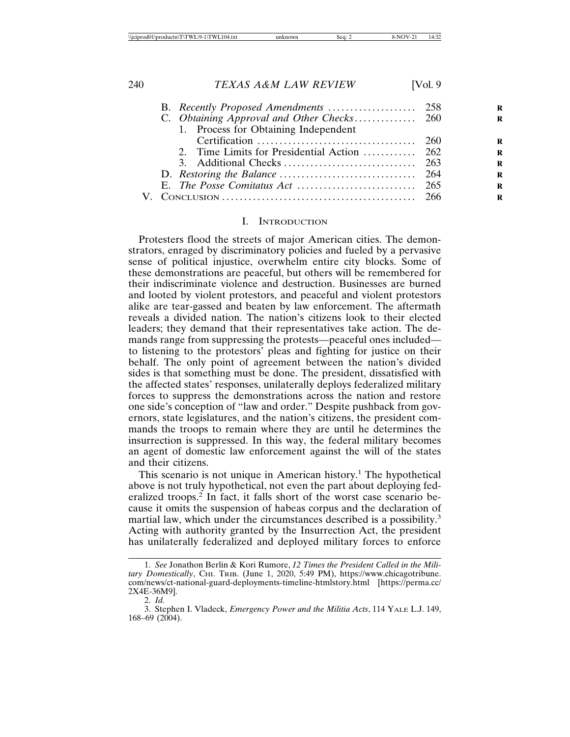B. *Recently Proposed Amendments* .................... 258
C. *Obtaining Approval and Other Checks*.............. 260
   1. Process for Obtaining Independent Certification .................................... 260
   2. Time Limits for Presidential Action ............ 262
   3. Additional Checks .............................. 263
D. *Restoring the Balance* ............................... 264
E. *The Posse Comitatus Act* ........................... 265

V. CONCLUSION ............................................ 266

## I. INTRODUCTION

Protesters flood the streets of major American cities. The demonstrators, enraged by discriminatory policies and fueled by a pervasive sense of political injustice, overwhelm entire city blocks. Some of these demonstrations are peaceful, but others will be remembered for their indiscriminate violence and destruction. Businesses are burned and looted by violent protestors, and peaceful and violent protestors alike are tear-gassed and beaten by law enforcement. The aftermath reveals a divided nation. The nation's citizens look to their elected leaders; they demand that their representatives take action. The demands range from suppressing the protests—peaceful ones included—to listening to the protestors' pleas and fighting for justice on their behalf. The only point of agreement between the nation's divided sides is that something must be done. The president, dissatisfied with the affected states' responses, unilaterally deploys federalized military forces to suppress the demonstrations across the nation and restore one side's conception of "law and order." Despite pushback from governors, state legislatures, and the nation's citizens, the president commands the troops to remain where they are until he determines the insurrection is suppressed. In this way, the federal military becomes an agent of domestic law enforcement against the will of the states and their citizens.

This scenario is not unique in American history.[1] The hypothetical above is not truly hypothetical, not even the part about deploying federalized troops.[2] In fact, it falls short of the worst case scenario because it omits the suspension of habeas corpus and the declaration of martial law, which under the circumstances described is a possibility.[3] Acting with authority granted by the Insurrection Act, the president has unilaterally federalized and deployed military forces to enforce

---

1. *See* Jonathon Berlin & Kori Rumore, *12 Times the President Called in the Military Domestically*, CHI. TRIB. (June 1, 2020, 5:49 PM), https://www.chicagotribune.com/news/ct-national-guard-deployments-timeline-htmlstory.html [https://perma.cc/2X4E-36M9].

2. *Id.*

3. Stephen I. Vladeck, *Emergency Power and the Militia Acts*, 114 YALE L.J. 149, 168–69 (2004).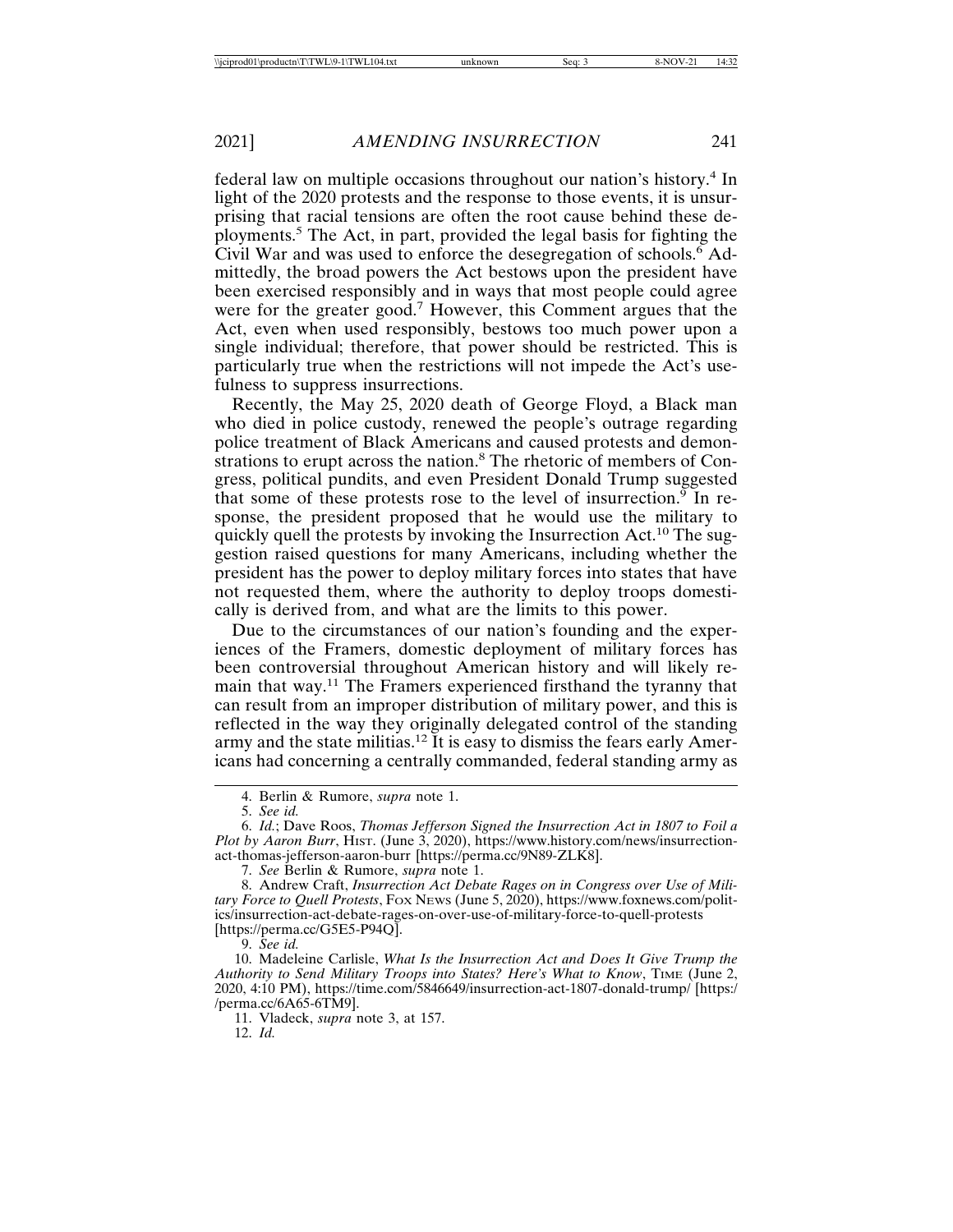federal law on multiple occasions throughout our nation's history.[4] In light of the 2020 protests and the response to those events, it is unsurprising that racial tensions are often the root cause behind these deployments.[5] The Act, in part, provided the legal basis for fighting the Civil War and was used to enforce the desegregation of schools.[6] Admittedly, the broad powers the Act bestows upon the president have been exercised responsibly and in ways that most people could agree were for the greater good.[7] However, this Comment argues that the Act, even when used responsibly, bestows too much power upon a single individual; therefore, that power should be restricted. This is particularly true when the restrictions will not impede the Act's usefulness to suppress insurrections.

Recently, the May 25, 2020 death of George Floyd, a Black man who died in police custody, renewed the people's outrage regarding police treatment of Black Americans and caused protests and demonstrations to erupt across the nation.[8] The rhetoric of members of Congress, political pundits, and even President Donald Trump suggested that some of these protests rose to the level of insurrection.[9] In response, the president proposed that he would use the military to quickly quell the protests by invoking the Insurrection Act.[10] The suggestion raised questions for many Americans, including whether the president has the power to deploy military forces into states that have not requested them, where the authority to deploy troops domestically is derived from, and what are the limits to this power.

Due to the circumstances of our nation's founding and the experiences of the Framers, domestic deployment of military forces has been controversial throughout American history and will likely remain that way.[11] The Framers experienced firsthand the tyranny that can result from an improper distribution of military power, and this is reflected in the way they originally delegated control of the standing army and the state militias.[12] It is easy to dismiss the fears early Americans had concerning a centrally commanded, federal standing army as

---

4. Berlin & Rumore, *supra* note 1.

5. *See id.*

6. *Id.*; Dave Roos, *Thomas Jefferson Signed the Insurrection Act in 1807 to Foil a Plot by Aaron Burr*, HIST. (June 3, 2020), https://www.history.com/news/insurrection-act-thomas-jefferson-aaron-burr [https://perma.cc/9N89-ZLK8].

7. *See* Berlin & Rumore, *supra* note 1.

8. Andrew Craft, *Insurrection Act Debate Rages on in Congress over Use of Military Force to Quell Protests*, FOX NEWS (June 5, 2020), https://www.foxnews.com/politics/insurrection-act-debate-rages-on-over-use-of-military-force-to-quell-protests [https://perma.cc/G5E5-P94Q].

9. *See id.*

10. Madeleine Carlisle, *What Is the Insurrection Act and Does It Give Trump the Authority to Send Military Troops into States? Here's What to Know*, TIME (June 2, 2020, 4:10 PM), https://time.com/5846649/insurrection-act-1807-donald-trump/ [https://perma.cc/6A65-6TM9].

11. Vladeck, *supra* note 3, at 157.

12. *Id.*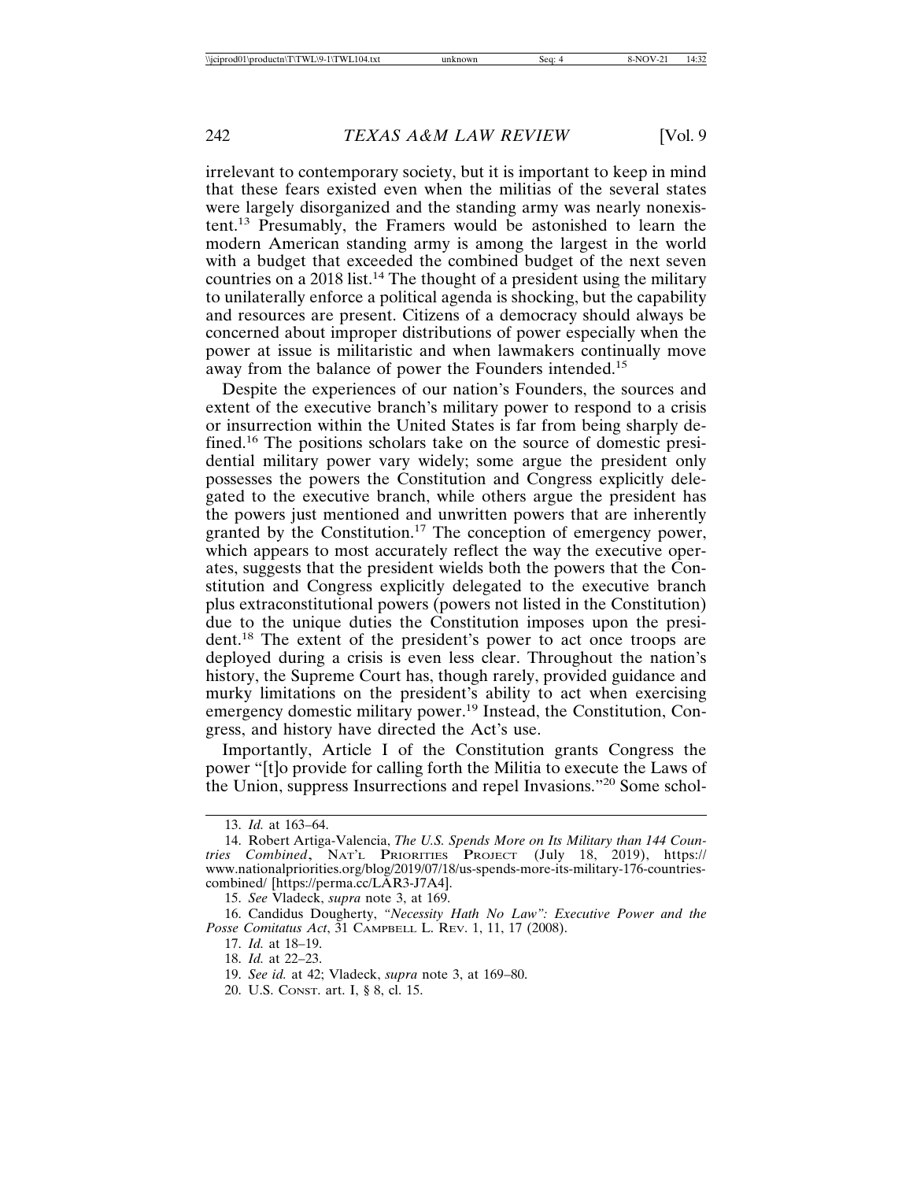irrelevant to contemporary society, but it is important to keep in mind that these fears existed even when the militias of the several states were largely disorganized and the standing army was nearly nonexistent.[13] Presumably, the Framers would be astonished to learn the modern American standing army is among the largest in the world with a budget that exceeded the combined budget of the next seven countries on a 2018 list.[14] The thought of a president using the military to unilaterally enforce a political agenda is shocking, but the capability and resources are present. Citizens of a democracy should always be concerned about improper distributions of power especially when the power at issue is militaristic and when lawmakers continually move away from the balance of power the Founders intended.[15]

Despite the experiences of our nation's Founders, the sources and extent of the executive branch's military power to respond to a crisis or insurrection within the United States is far from being sharply defined.[16] The positions scholars take on the source of domestic presidential military power vary widely; some argue the president only possesses the powers the Constitution and Congress explicitly delegated to the executive branch, while others argue the president has the powers just mentioned and unwritten powers that are inherently granted by the Constitution.[17] The conception of emergency power, which appears to most accurately reflect the way the executive operates, suggests that the president wields both the powers that the Constitution and Congress explicitly delegated to the executive branch plus extraconstitutional powers (powers not listed in the Constitution) due to the unique duties the Constitution imposes upon the president.[18] The extent of the president's power to act once troops are deployed during a crisis is even less clear. Throughout the nation's history, the Supreme Court has, though rarely, provided guidance and murky limitations on the president's ability to act when exercising emergency domestic military power.[19] Instead, the Constitution, Congress, and history have directed the Act's use.

Importantly, Article I of the Constitution grants Congress the power "[t]o provide for calling forth the Militia to execute the Laws of the Union, suppress Insurrections and repel Invasions."[20] Some schol-

---

13. *Id.* at 163–64.

14. Robert Artiga-Valencia, *The U.S. Spends More on Its Military than 144 Countries Combined*, NAT'L PRIORITIES PROJECT (July 18, 2019), https://www.nationalpriorities.org/blog/2019/07/18/us-spends-more-its-military-176-countries-combined/ [https://perma.cc/LAR3-J7A4].

15. *See* Vladeck, *supra* note 3, at 169.

16. Candidus Dougherty, *"Necessity Hath No Law": Executive Power and the Posse Comitatus Act*, 31 CAMPBELL L. REV. 1, 11, 17 (2008).

17. *Id.* at 18–19.

18. *Id.* at 22–23.

19. *See id.* at 42; Vladeck, *supra* note 3, at 169–80.

20. U.S. CONST. art. I, § 8, cl. 15.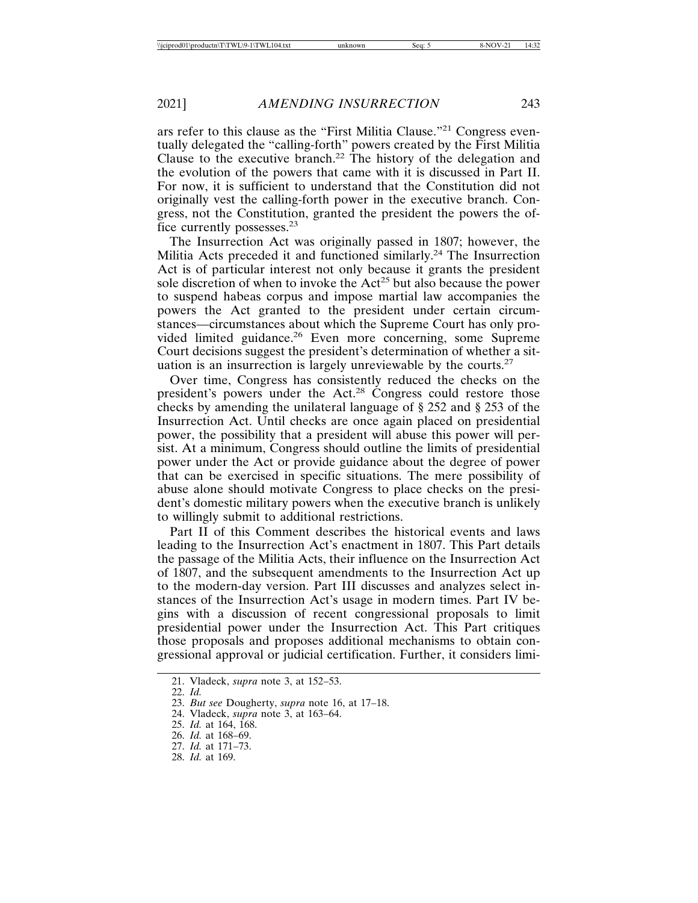ars refer to this clause as the "First Militia Clause."[21] Congress eventually delegated the "calling-forth" powers created by the First Militia Clause to the executive branch.[22] The history of the delegation and the evolution of the powers that came with it is discussed in Part II. For now, it is sufficient to understand that the Constitution did not originally vest the calling-forth power in the executive branch. Congress, not the Constitution, granted the president the powers the office currently possesses.[23]

The Insurrection Act was originally passed in 1807; however, the Militia Acts preceded it and functioned similarly.[24] The Insurrection Act is of particular interest not only because it grants the president sole discretion of when to invoke the Act[25] but also because the power to suspend habeas corpus and impose martial law accompanies the powers the Act granted to the president under certain circumstances—circumstances about which the Supreme Court has only provided limited guidance.[26] Even more concerning, some Supreme Court decisions suggest the president's determination of whether a situation is an insurrection is largely unreviewable by the courts.[27]

Over time, Congress has consistently reduced the checks on the president's powers under the Act.[28] Congress could restore those checks by amending the unilateral language of § 252 and § 253 of the Insurrection Act. Until checks are once again placed on presidential power, the possibility that a president will abuse this power will persist. At a minimum, Congress should outline the limits of presidential power under the Act or provide guidance about the degree of power that can be exercised in specific situations. The mere possibility of abuse alone should motivate Congress to place checks on the president's domestic military powers when the executive branch is unlikely to willingly submit to additional restrictions.

Part II of this Comment describes the historical events and laws leading to the Insurrection Act's enactment in 1807. This Part details the passage of the Militia Acts, their influence on the Insurrection Act of 1807, and the subsequent amendments to the Insurrection Act up to the modern-day version. Part III discusses and analyzes select instances of the Insurrection Act's usage in modern times. Part IV begins with a discussion of recent congressional proposals to limit presidential power under the Insurrection Act. This Part critiques those proposals and proposes additional mechanisms to obtain congressional approval or judicial certification. Further, it considers limi-

21. Vladeck, *supra* note 3, at 152–53.

22. *Id.*

23. *But see* Dougherty, *supra* note 16, at 17–18.

24. Vladeck, *supra* note 3, at 163–64.

25. *Id.* at 164, 168.

26. *Id.* at 168–69.

27. *Id.* at 171–73.

28. *Id.* at 169.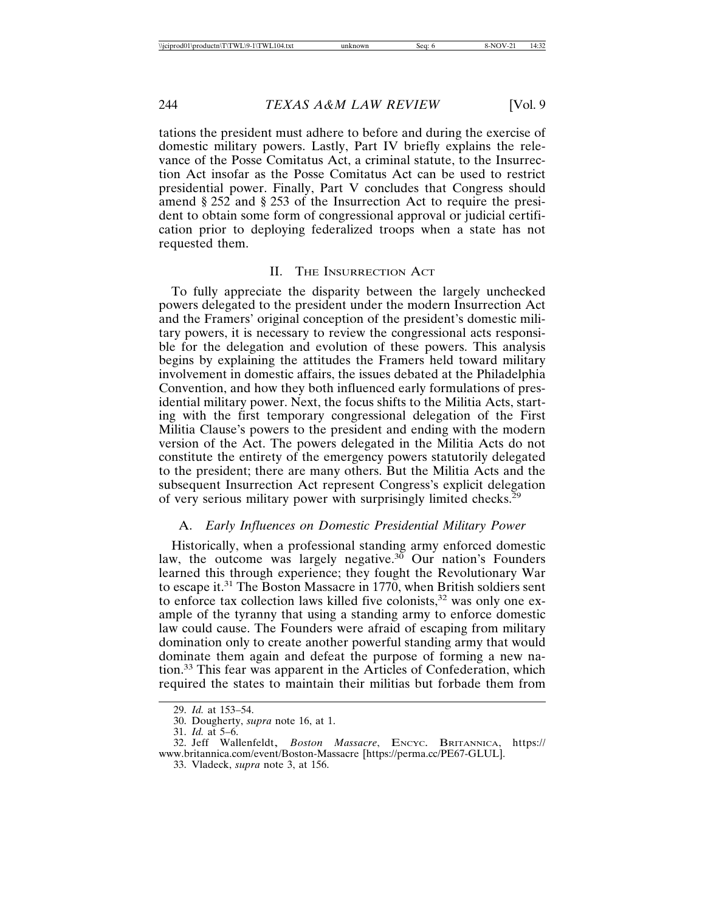tations the president must adhere to before and during the exercise of domestic military powers. Lastly, Part IV briefly explains the relevance of the Posse Comitatus Act, a criminal statute, to the Insurrection Act insofar as the Posse Comitatus Act can be used to restrict presidential power. Finally, Part V concludes that Congress should amend § 252 and § 253 of the Insurrection Act to require the president to obtain some form of congressional approval or judicial certification prior to deploying federalized troops when a state has not requested them.

## II. THE INSURRECTION ACT

To fully appreciate the disparity between the largely unchecked powers delegated to the president under the modern Insurrection Act and the Framers' original conception of the president's domestic military powers, it is necessary to review the congressional acts responsible for the delegation and evolution of these powers. This analysis begins by explaining the attitudes the Framers held toward military involvement in domestic affairs, the issues debated at the Philadelphia Convention, and how they both influenced early formulations of presidential military power. Next, the focus shifts to the Militia Acts, starting with the first temporary congressional delegation of the First Militia Clause's powers to the president and ending with the modern version of the Act. The powers delegated in the Militia Acts do not constitute the entirety of the emergency powers statutorily delegated to the president; there are many others. But the Militia Acts and the subsequent Insurrection Act represent Congress's explicit delegation of very serious military power with surprisingly limited checks.[29]

### A. *Early Influences on Domestic Presidential Military Power*

Historically, when a professional standing army enforced domestic law, the outcome was largely negative.[30] Our nation's Founders learned this through experience; they fought the Revolutionary War to escape it.[31] The Boston Massacre in 1770, when British soldiers sent to enforce tax collection laws killed five colonists,[32] was only one example of the tyranny that using a standing army to enforce domestic law could cause. The Founders were afraid of escaping from military domination only to create another powerful standing army that would dominate them again and defeat the purpose of forming a new nation.[33] This fear was apparent in the Articles of Confederation, which required the states to maintain their militias but forbade them from

29. *Id.* at 153–54.

30. Dougherty, *supra* note 16, at 1.

31. *Id.* at 5–6.

32. Jeff Wallenfeldt, *Boston Massacre*, ENCYC. BRITANNICA, https://www.britannica.com/event/Boston-Massacre [https://perma.cc/PE67-GLUL].

33. Vladeck, *supra* note 3, at 156.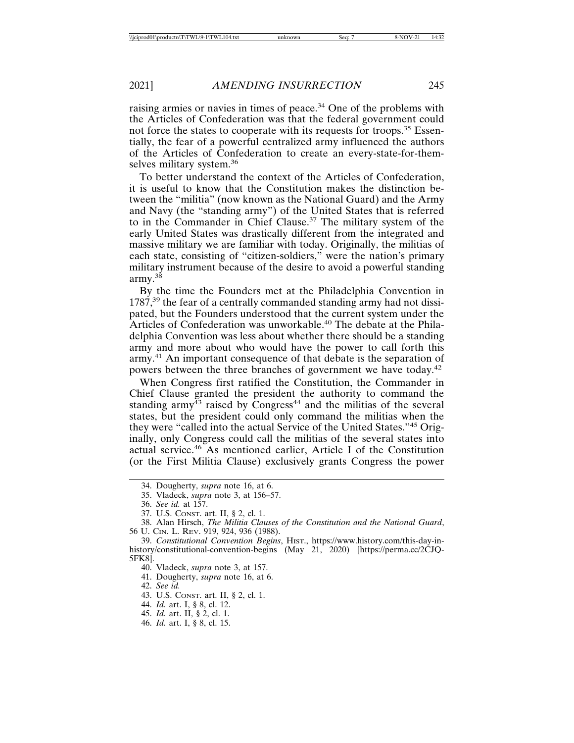raising armies or navies in times of peace.[34] One of the problems with the Articles of Confederation was that the federal government could not force the states to cooperate with its requests for troops.[35] Essentially, the fear of a powerful centralized army influenced the authors of the Articles of Confederation to create an every-state-for-themselves military system.[36]

To better understand the context of the Articles of Confederation, it is useful to know that the Constitution makes the distinction between the "militia" (now known as the National Guard) and the Army and Navy (the "standing army") of the United States that is referred to in the Commander in Chief Clause.[37] The military system of the early United States was drastically different from the integrated and massive military we are familiar with today. Originally, the militias of each state, consisting of "citizen-soldiers," were the nation's primary military instrument because of the desire to avoid a powerful standing army.[38]

By the time the Founders met at the Philadelphia Convention in 1787,[39] the fear of a centrally commanded standing army had not dissipated, but the Founders understood that the current system under the Articles of Confederation was unworkable.[40] The debate at the Philadelphia Convention was less about whether there should be a standing army and more about who would have the power to call forth this army.[41] An important consequence of that debate is the separation of powers between the three branches of government we have today.[42]

When Congress first ratified the Constitution, the Commander in Chief Clause granted the president the authority to command the standing army[43] raised by Congress[44] and the militias of the several states, but the president could only command the militias when the they were "called into the actual Service of the United States."[45] Originally, only Congress could call the militias of the several states into actual service.[46] As mentioned earlier, Article I of the Constitution (or the First Militia Clause) exclusively grants Congress the power

---

34. Dougherty, *supra* note 16, at 6.

35. Vladeck, *supra* note 3, at 156–57.

36. *See id.* at 157.

37. U.S. CONST. art. II, § 2, cl. 1.

38. Alan Hirsch, *The Militia Clauses of the Constitution and the National Guard*, 56 U. CIN. L. REV. 919, 924, 936 (1988).

39. *Constitutional Convention Begins*, HIST., https://www.history.com/this-day-in-history/constitutional-convention-begins (May 21, 2020) [https://perma.cc/2CJQ-5FK8].

40. Vladeck, *supra* note 3, at 157.

41. Dougherty, *supra* note 16, at 6.

42. *See id.*

43. U.S. CONST. art. II, § 2, cl. 1.

44. *Id.* art. I, § 8, cl. 12.

45. *Id.* art. II, § 2, cl. 1.

46. *Id.* art. I, § 8, cl. 15.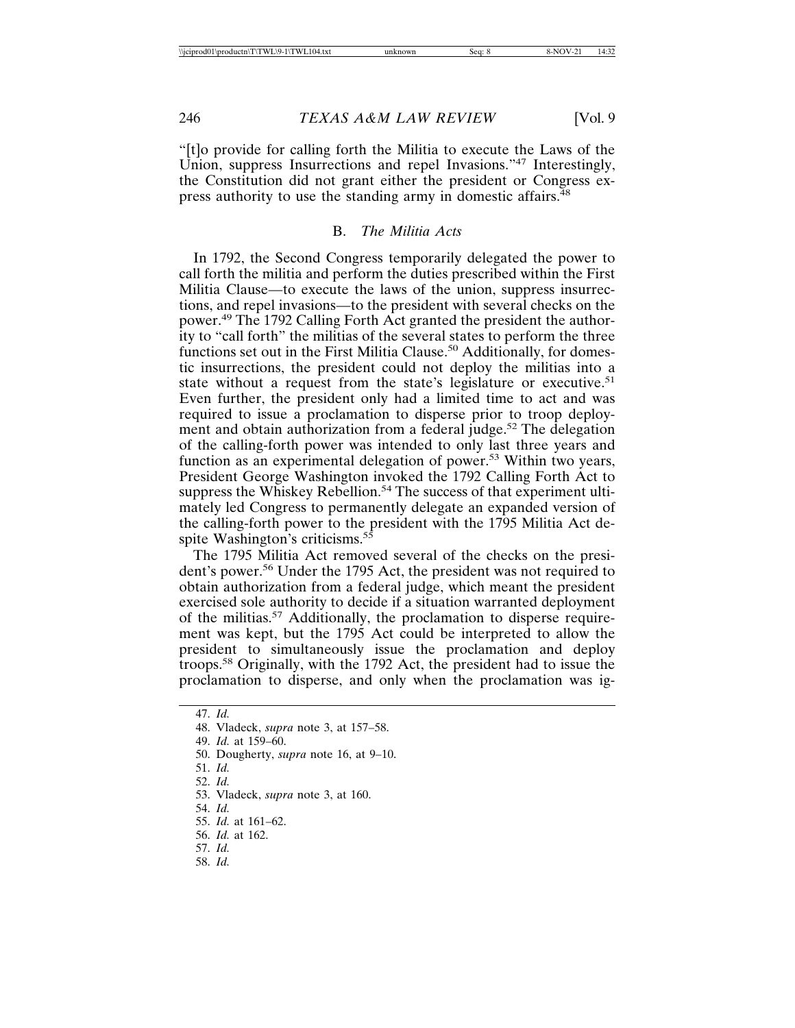"[t]o provide for calling forth the Militia to execute the Laws of the Union, suppress Insurrections and repel Invasions."[47] Interestingly, the Constitution did not grant either the president or Congress express authority to use the standing army in domestic affairs.[48]

### B. *The Militia Acts*

In 1792, the Second Congress temporarily delegated the power to call forth the militia and perform the duties prescribed within the First Militia Clause—to execute the laws of the union, suppress insurrections, and repel invasions—to the president with several checks on the power.[49] The 1792 Calling Forth Act granted the president the authority to "call forth" the militias of the several states to perform the three functions set out in the First Militia Clause.[50] Additionally, for domestic insurrections, the president could not deploy the militias into a state without a request from the state's legislature or executive.[51] Even further, the president only had a limited time to act and was required to issue a proclamation to disperse prior to troop deployment and obtain authorization from a federal judge.[52] The delegation of the calling-forth power was intended to only last three years and function as an experimental delegation of power.[53] Within two years, President George Washington invoked the 1792 Calling Forth Act to suppress the Whiskey Rebellion.[54] The success of that experiment ultimately led Congress to permanently delegate an expanded version of the calling-forth power to the president with the 1795 Militia Act despite Washington's criticisms.[55]

The 1795 Militia Act removed several of the checks on the president's power.[56] Under the 1795 Act, the president was not required to obtain authorization from a federal judge, which meant the president exercised sole authority to decide if a situation warranted deployment of the militias.[57] Additionally, the proclamation to disperse requirement was kept, but the 1795 Act could be interpreted to allow the president to simultaneously issue the proclamation and deploy troops.[58] Originally, with the 1792 Act, the president had to issue the proclamation to disperse, and only when the proclamation was ig-

47. *Id.*
48. Vladeck, *supra* note 3, at 157–58.
49. *Id.* at 159–60.
50. Dougherty, *supra* note 16, at 9–10.
51. *Id.*
52. *Id.*
53. Vladeck, *supra* note 3, at 160.
54. *Id.*
55. *Id.* at 161–62.
56. *Id.* at 162.
57. *Id.*
58. *Id.*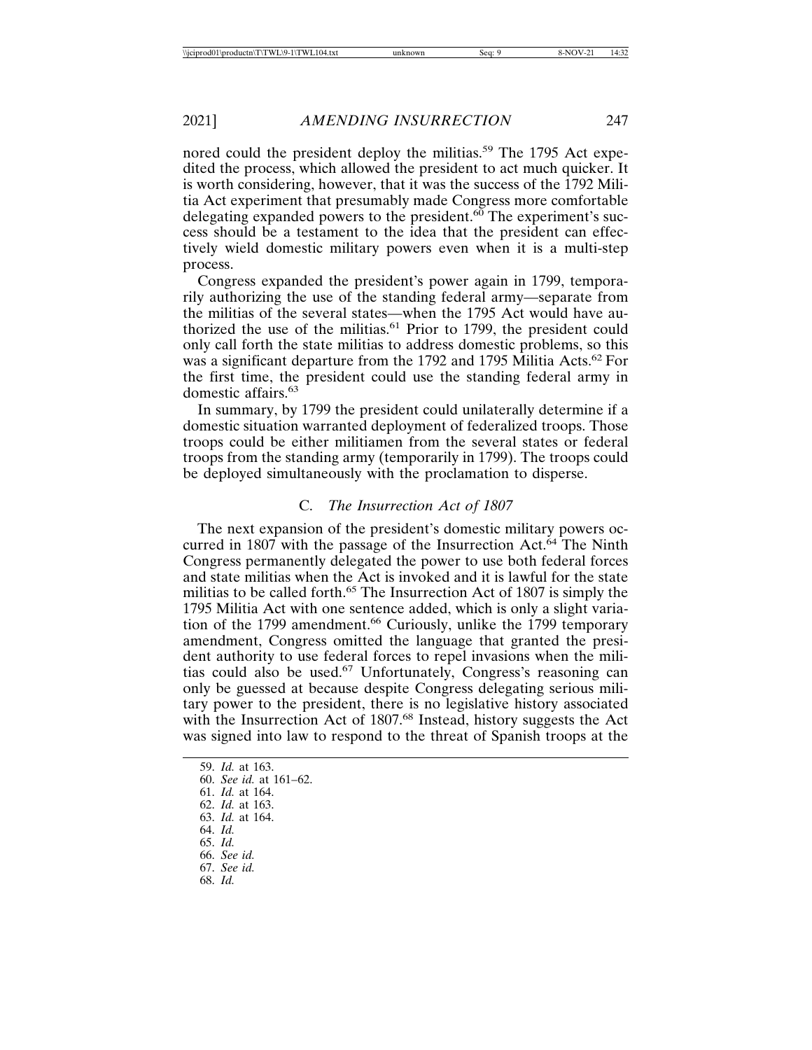nored could the president deploy the militias.[59] The 1795 Act expedited the process, which allowed the president to act much quicker. It is worth considering, however, that it was the success of the 1792 Militia Act experiment that presumably made Congress more comfortable delegating expanded powers to the president.[60] The experiment's success should be a testament to the idea that the president can effectively wield domestic military powers even when it is a multi-step process.

Congress expanded the president's power again in 1799, temporarily authorizing the use of the standing federal army—separate from the militias of the several states—when the 1795 Act would have authorized the use of the militias.[61] Prior to 1799, the president could only call forth the state militias to address domestic problems, so this was a significant departure from the 1792 and 1795 Militia Acts.[62] For the first time, the president could use the standing federal army in domestic affairs.[63]

In summary, by 1799 the president could unilaterally determine if a domestic situation warranted deployment of federalized troops. Those troops could be either militiamen from the several states or federal troops from the standing army (temporarily in 1799). The troops could be deployed simultaneously with the proclamation to disperse.

### C. *The Insurrection Act of 1807*

The next expansion of the president's domestic military powers occurred in 1807 with the passage of the Insurrection Act.[64] The Ninth Congress permanently delegated the power to use both federal forces and state militias when the Act is invoked and it is lawful for the state militias to be called forth.[65] The Insurrection Act of 1807 is simply the 1795 Militia Act with one sentence added, which is only a slight variation of the 1799 amendment.[66] Curiously, unlike the 1799 temporary amendment, Congress omitted the language that granted the president authority to use federal forces to repel invasions when the militias could also be used.[67] Unfortunately, Congress's reasoning can only be guessed at because despite Congress delegating serious military power to the president, there is no legislative history associated with the Insurrection Act of 1807.[68] Instead, history suggests the Act was signed into law to respond to the threat of Spanish troops at the

59. *Id.* at 163.
60. *See id.* at 161–62.
61. *Id.* at 164.
62. *Id.* at 163.
63. *Id.* at 164.
64. *Id.*
65. *Id.*
66. *See id.*
67. *See id.*
68. *Id.*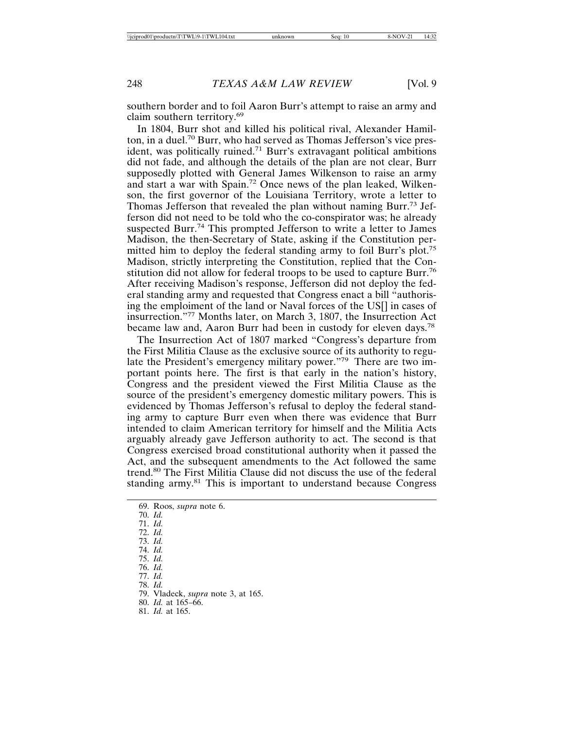southern border and to foil Aaron Burr's attempt to raise an army and claim southern territory.[69]

In 1804, Burr shot and killed his political rival, Alexander Hamilton, in a duel.[70] Burr, who had served as Thomas Jefferson's vice president, was politically ruined.[71] Burr's extravagant political ambitions did not fade, and although the details of the plan are not clear, Burr supposedly plotted with General James Wilkenson to raise an army and start a war with Spain.[72] Once news of the plan leaked, Wilkenson, the first governor of the Louisiana Territory, wrote a letter to Thomas Jefferson that revealed the plan without naming Burr.[73] Jefferson did not need to be told who the co-conspirator was; he already suspected Burr.[74] This prompted Jefferson to write a letter to James Madison, the then-Secretary of State, asking if the Constitution permitted him to deploy the federal standing army to foil Burr's plot.[75] Madison, strictly interpreting the Constitution, replied that the Constitution did not allow for federal troops to be used to capture Burr.[76] After receiving Madison's response, Jefferson did not deploy the federal standing army and requested that Congress enact a bill "authorising the emploiment of the land or Naval forces of the US[] in cases of insurrection."[77] Months later, on March 3, 1807, the Insurrection Act became law and, Aaron Burr had been in custody for eleven days.[78]

The Insurrection Act of 1807 marked "Congress's departure from the First Militia Clause as the exclusive source of its authority to regulate the President's emergency military power."[79] There are two important points here. The first is that early in the nation's history, Congress and the president viewed the First Militia Clause as the source of the president's emergency domestic military powers. This is evidenced by Thomas Jefferson's refusal to deploy the federal standing army to capture Burr even when there was evidence that Burr intended to claim American territory for himself and the Militia Acts arguably already gave Jefferson authority to act. The second is that Congress exercised broad constitutional authority when it passed the Act, and the subsequent amendments to the Act followed the same trend.[80] The First Militia Clause did not discuss the use of the federal standing army.[81] This is important to understand because Congress

---

69. Roos, *supra* note 6.
70. *Id.*
71. *Id.*
72. *Id.*
73. *Id.*
74. *Id.*
75. *Id.*
76. *Id.*
77. *Id.*
78. *Id.*
79. Vladeck, *supra* note 3, at 165.
80. *Id.* at 165–66.
81. *Id.* at 165.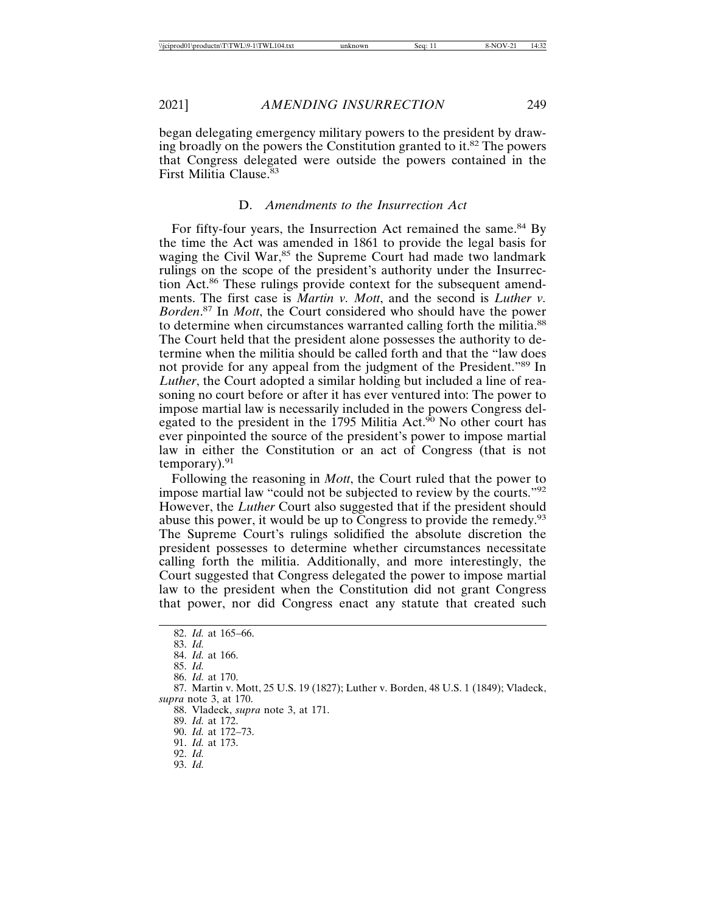began delegating emergency military powers to the president by drawing broadly on the powers the Constitution granted to it.[82] The powers that Congress delegated were outside the powers contained in the First Militia Clause.[83]

### D. *Amendments to the Insurrection Act*

For fifty-four years, the Insurrection Act remained the same.[84] By the time the Act was amended in 1861 to provide the legal basis for waging the Civil War,[85] the Supreme Court had made two landmark rulings on the scope of the president's authority under the Insurrection Act.[86] These rulings provide context for the subsequent amendments. The first case is *Martin v. Mott*, and the second is *Luther v. Borden*.[87] In *Mott*, the Court considered who should have the power to determine when circumstances warranted calling forth the militia.[88] The Court held that the president alone possesses the authority to determine when the militia should be called forth and that the "law does not provide for any appeal from the judgment of the President."[89] In *Luther*, the Court adopted a similar holding but included a line of reasoning no court before or after it has ever ventured into: The power to impose martial law is necessarily included in the powers Congress delegated to the president in the 1795 Militia Act.[90] No other court has ever pinpointed the source of the president's power to impose martial law in either the Constitution or an act of Congress (that is not temporary).[91]

Following the reasoning in *Mott*, the Court ruled that the power to impose martial law "could not be subjected to review by the courts."[92] However, the *Luther* Court also suggested that if the president should abuse this power, it would be up to Congress to provide the remedy.[93] The Supreme Court's rulings solidified the absolute discretion the president possesses to determine whether circumstances necessitate calling forth the militia. Additionally, and more interestingly, the Court suggested that Congress delegated the power to impose martial law to the president when the Constitution did not grant Congress that power, nor did Congress enact any statute that created such

---

82. *Id.* at 165–66.
83. *Id.*
84. *Id.* at 166.
85. *Id.*
86. *Id.* at 170.
87. Martin v. Mott, 25 U.S. 19 (1827); Luther v. Borden, 48 U.S. 1 (1849); Vladeck, *supra* note 3, at 170.
88. Vladeck, *supra* note 3, at 171.
89. *Id.* at 172.
90. *Id.* at 172–73.
91. *Id.* at 173.
92. *Id.*
93. *Id.*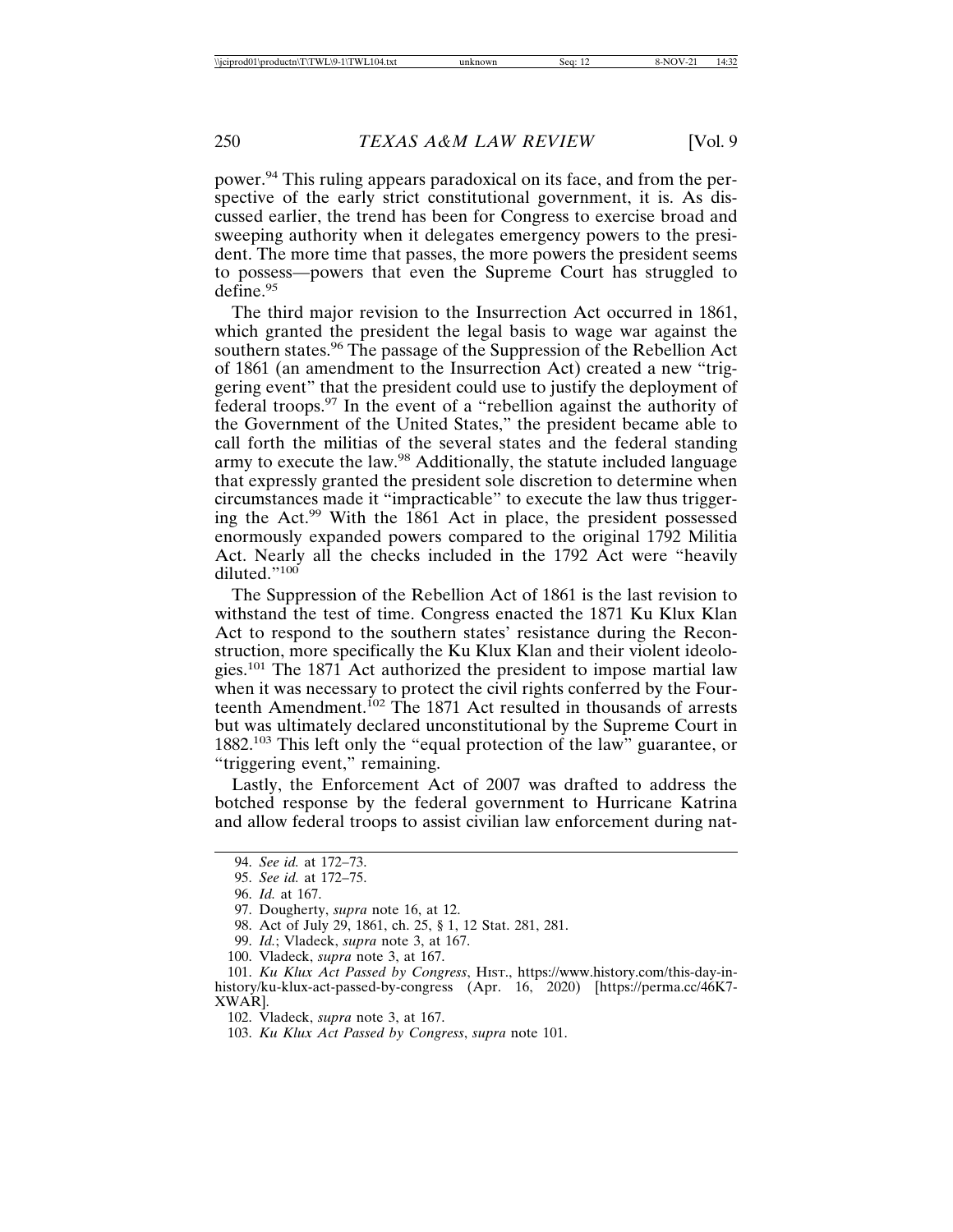power.[94] This ruling appears paradoxical on its face, and from the perspective of the early strict constitutional government, it is. As discussed earlier, the trend has been for Congress to exercise broad and sweeping authority when it delegates emergency powers to the president. The more time that passes, the more powers the president seems to possess—powers that even the Supreme Court has struggled to define.[95]

The third major revision to the Insurrection Act occurred in 1861, which granted the president the legal basis to wage war against the southern states.[96] The passage of the Suppression of the Rebellion Act of 1861 (an amendment to the Insurrection Act) created a new "triggering event" that the president could use to justify the deployment of federal troops.[97] In the event of a "rebellion against the authority of the Government of the United States," the president became able to call forth the militias of the several states and the federal standing army to execute the law.[98] Additionally, the statute included language that expressly granted the president sole discretion to determine when circumstances made it "impracticable" to execute the law thus triggering the Act.[99] With the 1861 Act in place, the president possessed enormously expanded powers compared to the original 1792 Militia Act. Nearly all the checks included in the 1792 Act were "heavily diluted."[100]

The Suppression of the Rebellion Act of 1861 is the last revision to withstand the test of time. Congress enacted the 1871 Ku Klux Klan Act to respond to the southern states' resistance during the Reconstruction, more specifically the Ku Klux Klan and their violent ideologies.[101] The 1871 Act authorized the president to impose martial law when it was necessary to protect the civil rights conferred by the Fourteenth Amendment.[102] The 1871 Act resulted in thousands of arrests but was ultimately declared unconstitutional by the Supreme Court in 1882.[103] This left only the "equal protection of the law" guarantee, or "triggering event," remaining.

Lastly, the Enforcement Act of 2007 was drafted to address the botched response by the federal government to Hurricane Katrina and allow federal troops to assist civilian law enforcement during nat-

---

94. *See id.* at 172–73.

95. *See id.* at 172–75.

96. *Id.* at 167.

97. Dougherty, *supra* note 16, at 12.

98. Act of July 29, 1861, ch. 25, § 1, 12 Stat. 281, 281.

99. *Id.*; Vladeck, *supra* note 3, at 167.

100. Vladeck, *supra* note 3, at 167.

101. *Ku Klux Act Passed by Congress*, HIST., https://www.history.com/this-day-in-history/ku-klux-act-passed-by-congress (Apr. 16, 2020) [https://perma.cc/46K7-XWAR].

102. Vladeck, *supra* note 3, at 167.

103. *Ku Klux Act Passed by Congress*, *supra* note 101.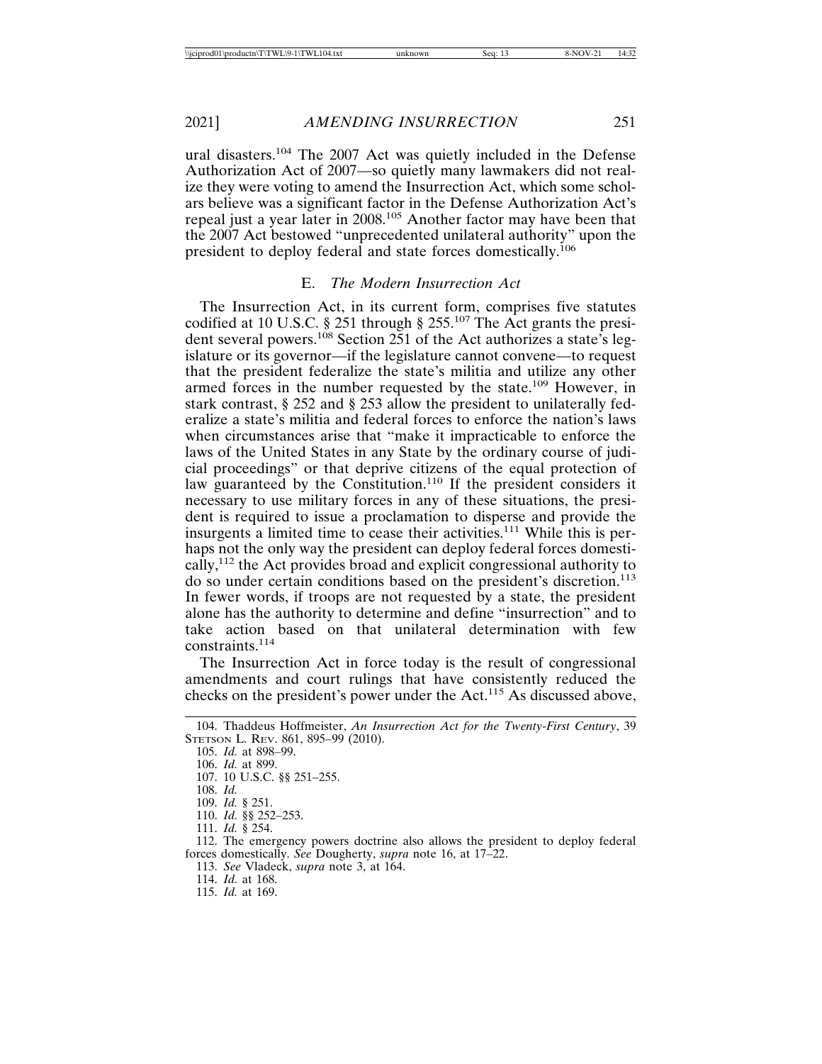ural disasters.[104] The 2007 Act was quietly included in the Defense Authorization Act of 2007—so quietly many lawmakers did not realize they were voting to amend the Insurrection Act, which some scholars believe was a significant factor in the Defense Authorization Act's repeal just a year later in 2008.[105] Another factor may have been that the 2007 Act bestowed "unprecedented unilateral authority" upon the president to deploy federal and state forces domestically.[106]

### E. *The Modern Insurrection Act*

The Insurrection Act, in its current form, comprises five statutes codified at 10 U.S.C. § 251 through § 255.[107] The Act grants the president several powers.[108] Section 251 of the Act authorizes a state's legislature or its governor—if the legislature cannot convene—to request that the president federalize the state's militia and utilize any other armed forces in the number requested by the state.[109] However, in stark contrast, § 252 and § 253 allow the president to unilaterally federalize a state's militia and federal forces to enforce the nation's laws when circumstances arise that "make it impracticable to enforce the laws of the United States in any State by the ordinary course of judicial proceedings" or that deprive citizens of the equal protection of law guaranteed by the Constitution.[110] If the president considers it necessary to use military forces in any of these situations, the president is required to issue a proclamation to disperse and provide the insurgents a limited time to cease their activities.[111] While this is perhaps not the only way the president can deploy federal forces domestically,[112] the Act provides broad and explicit congressional authority to do so under certain conditions based on the president's discretion.[113] In fewer words, if troops are not requested by a state, the president alone has the authority to determine and define "insurrection" and to take action based on that unilateral determination with few constraints.[114]

The Insurrection Act in force today is the result of congressional amendments and court rulings that have consistently reduced the checks on the president's power under the Act.[115] As discussed above,

---

104. Thaddeus Hoffmeister, *An Insurrection Act for the Twenty-First Century*, 39 STETSON L. REV. 861, 895–99 (2010).

105. *Id.* at 898–99.

106. *Id.* at 899.

107. 10 U.S.C. §§ 251–255.

108. *Id.*

109. *Id.* § 251.

110. *Id.* §§ 252–253.

111. *Id.* § 254.

112. The emergency powers doctrine also allows the president to deploy federal forces domestically. *See* Dougherty, *supra* note 16, at 17–22.

113. *See* Vladeck, *supra* note 3, at 164.

114. *Id.* at 168.

115. *Id.* at 169.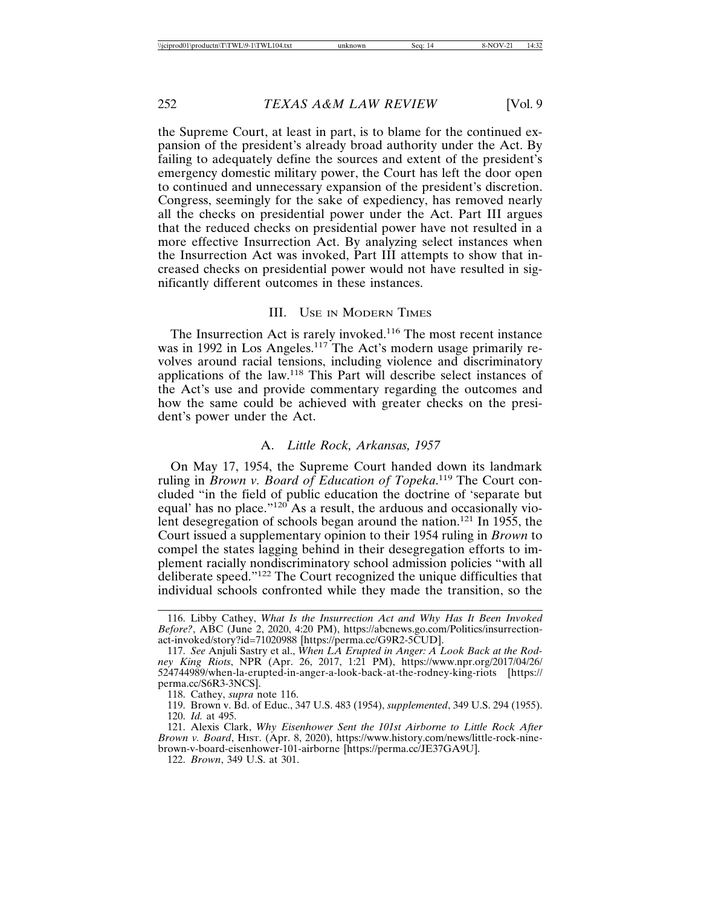the Supreme Court, at least in part, is to blame for the continued expansion of the president's already broad authority under the Act. By failing to adequately define the sources and extent of the president's emergency domestic military power, the Court has left the door open to continued and unnecessary expansion of the president's discretion. Congress, seemingly for the sake of expediency, has removed nearly all the checks on presidential power under the Act. Part III argues that the reduced checks on presidential power have not resulted in a more effective Insurrection Act. By analyzing select instances when the Insurrection Act was invoked, Part III attempts to show that increased checks on presidential power would not have resulted in significantly different outcomes in these instances.

## III. USE IN MODERN TIMES

The Insurrection Act is rarely invoked.[116] The most recent instance was in 1992 in Los Angeles.[117] The Act's modern usage primarily revolves around racial tensions, including violence and discriminatory applications of the law.[118] This Part will describe select instances of the Act's use and provide commentary regarding the outcomes and how the same could be achieved with greater checks on the president's power under the Act.

### A. *Little Rock, Arkansas, 1957*

On May 17, 1954, the Supreme Court handed down its landmark ruling in *Brown v. Board of Education of Topeka*.[119] The Court concluded "in the field of public education the doctrine of 'separate but equal' has no place."[120] As a result, the arduous and occasionally violent desegregation of schools began around the nation.[121] In 1955, the Court issued a supplementary opinion to their 1954 ruling in *Brown* to compel the states lagging behind in their desegregation efforts to implement racially nondiscriminatory school admission policies "with all deliberate speed."[122] The Court recognized the unique difficulties that individual schools confronted while they made the transition, so the

---

116. Libby Cathey, *What Is the Insurrection Act and Why Has It Been Invoked Before?*, ABC (June 2, 2020, 4:20 PM), https://abcnews.go.com/Politics/insurrection-act-invoked/story?id=71020988 [https://perma.cc/G9R2-5CUD].

117. *See* Anjuli Sastry et al., *When LA Erupted in Anger: A Look Back at the Rodney King Riots*, NPR (Apr. 26, 2017, 1:21 PM), https://www.npr.org/2017/04/26/524744989/when-la-erupted-in-anger-a-look-back-at-the-rodney-king-riots [https://perma.cc/S6R3-3NCS].

118. Cathey, *supra* note 116.

119. Brown v. Bd. of Educ., 347 U.S. 483 (1954), *supplemented*, 349 U.S. 294 (1955).

120. *Id.* at 495.

121. Alexis Clark, *Why Eisenhower Sent the 101st Airborne to Little Rock After Brown v. Board*, HIST. (Apr. 8, 2020), https://www.history.com/news/little-rock-nine-brown-v-board-eisenhower-101-airborne [https://perma.cc/JE37GA9U].

122. *Brown*, 349 U.S. at 301.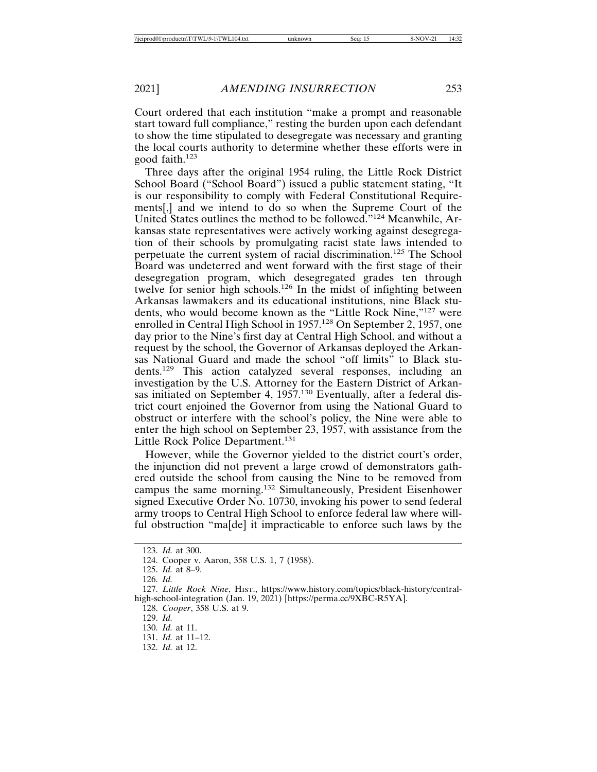Court ordered that each institution "make a prompt and reasonable start toward full compliance," resting the burden upon each defendant to show the time stipulated to desegregate was necessary and granting the local courts authority to determine whether these efforts were in good faith.[123]

Three days after the original 1954 ruling, the Little Rock District School Board ("School Board") issued a public statement stating, "It is our responsibility to comply with Federal Constitutional Requirements[,] and we intend to do so when the Supreme Court of the United States outlines the method to be followed."[124] Meanwhile, Arkansas state representatives were actively working against desegregation of their schools by promulgating racist state laws intended to perpetuate the current system of racial discrimination.[125] The School Board was undeterred and went forward with the first stage of their desegregation program, which desegregated grades ten through twelve for senior high schools.[126] In the midst of infighting between Arkansas lawmakers and its educational institutions, nine Black students, who would become known as the "Little Rock Nine,"[127] were enrolled in Central High School in 1957.[128] On September 2, 1957, one day prior to the Nine's first day at Central High School, and without a request by the school, the Governor of Arkansas deployed the Arkansas National Guard and made the school "off limits" to Black students.[129] This action catalyzed several responses, including an investigation by the U.S. Attorney for the Eastern District of Arkansas initiated on September 4, 1957.[130] Eventually, after a federal district court enjoined the Governor from using the National Guard to obstruct or interfere with the school's policy, the Nine were able to enter the high school on September 23, 1957, with assistance from the Little Rock Police Department.[131]

However, while the Governor yielded to the district court's order, the injunction did not prevent a large crowd of demonstrators gathered outside the school from causing the Nine to be removed from campus the same morning.[132] Simultaneously, President Eisenhower signed Executive Order No. 10730, invoking his power to send federal army troops to Central High School to enforce federal law where willful obstruction "ma[de] it impracticable to enforce such laws by the

123. *Id.* at 300.

124. Cooper v. Aaron, 358 U.S. 1, 7 (1958).

125. *Id.* at 8–9.

126. *Id.*

127. *Little Rock Nine*, Hist., https://www.history.com/topics/black-history/central-high-school-integration (Jan. 19, 2021) [https://perma.cc/9XBC-R5YA].

128. *Cooper*, 358 U.S. at 9.

129. *Id.*

130. *Id.* at 11.

131. *Id.* at 11–12.

132. *Id.* at 12.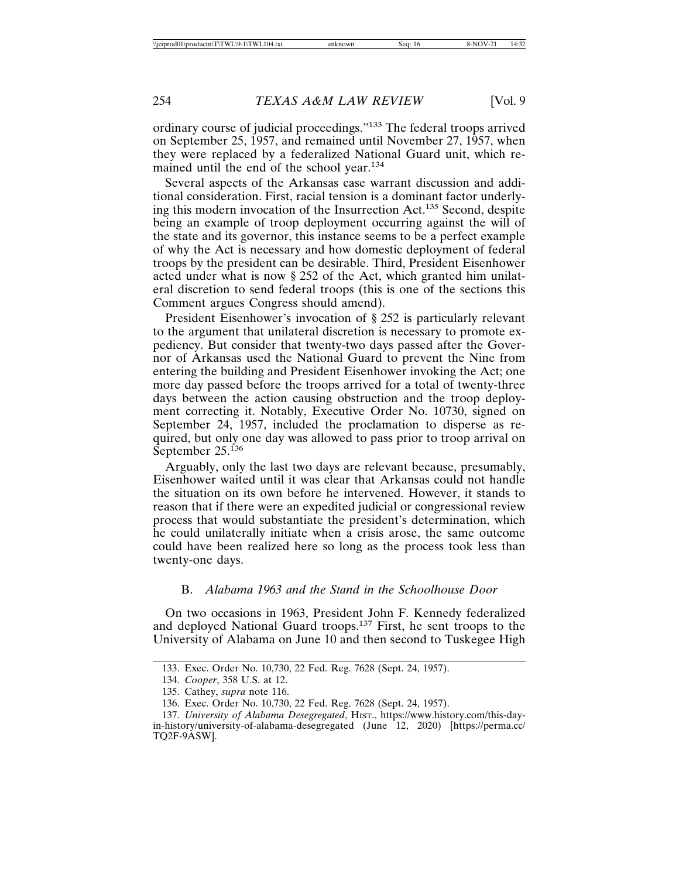ordinary course of judicial proceedings."[133] The federal troops arrived on September 25, 1957, and remained until November 27, 1957, when they were replaced by a federalized National Guard unit, which remained until the end of the school year.[134]

Several aspects of the Arkansas case warrant discussion and additional consideration. First, racial tension is a dominant factor underlying this modern invocation of the Insurrection Act.[135] Second, despite being an example of troop deployment occurring against the will of the state and its governor, this instance seems to be a perfect example of why the Act is necessary and how domestic deployment of federal troops by the president can be desirable. Third, President Eisenhower acted under what is now § 252 of the Act, which granted him unilateral discretion to send federal troops (this is one of the sections this Comment argues Congress should amend).

President Eisenhower's invocation of § 252 is particularly relevant to the argument that unilateral discretion is necessary to promote expediency. But consider that twenty-two days passed after the Governor of Arkansas used the National Guard to prevent the Nine from entering the building and President Eisenhower invoking the Act; one more day passed before the troops arrived for a total of twenty-three days between the action causing obstruction and the troop deployment correcting it. Notably, Executive Order No. 10730, signed on September 24, 1957, included the proclamation to disperse as required, but only one day was allowed to pass prior to troop arrival on September 25.[136]

Arguably, only the last two days are relevant because, presumably, Eisenhower waited until it was clear that Arkansas could not handle the situation on its own before he intervened. However, it stands to reason that if there were an expedited judicial or congressional review process that would substantiate the president's determination, which he could unilaterally initiate when a crisis arose, the same outcome could have been realized here so long as the process took less than twenty-one days.

### B. *Alabama 1963 and the Stand in the Schoolhouse Door*

On two occasions in 1963, President John F. Kennedy federalized and deployed National Guard troops.[137] First, he sent troops to the University of Alabama on June 10 and then second to Tuskegee High

---

133. Exec. Order No. 10,730, 22 Fed. Reg. 7628 (Sept. 24, 1957).

134. *Cooper*, 358 U.S. at 12.

135. Cathey, *supra* note 116.

136. Exec. Order No. 10,730, 22 Fed. Reg. 7628 (Sept. 24, 1957).

137. *University of Alabama Desegregated*, HIST., https://www.history.com/this-day-in-history/university-of-alabama-desegregated (June 12, 2020) [https://perma.cc/TQ2F-9ASW].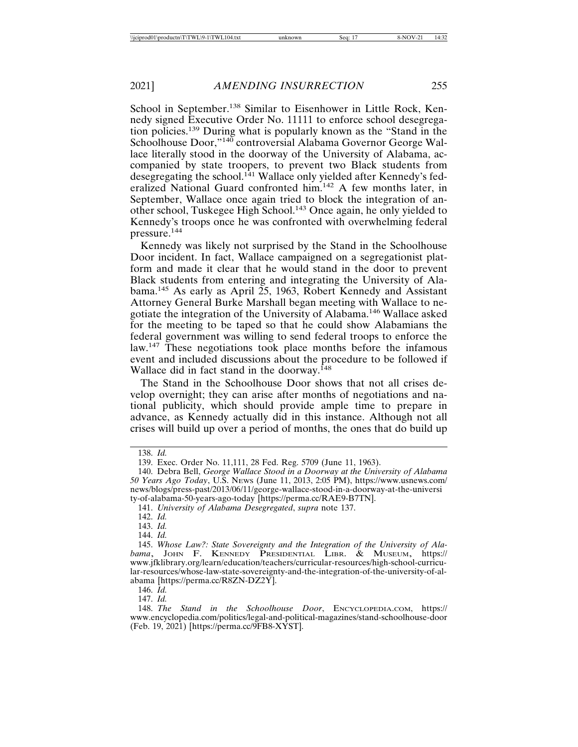School in September.[138] Similar to Eisenhower in Little Rock, Kennedy signed Executive Order No. 11111 to enforce school desegregation policies.[139] During what is popularly known as the "Stand in the Schoolhouse Door,"[140] controversial Alabama Governor George Wallace literally stood in the doorway of the University of Alabama, accompanied by state troopers, to prevent two Black students from desegregating the school.[141] Wallace only yielded after Kennedy's federalized National Guard confronted him.[142] A few months later, in September, Wallace once again tried to block the integration of another school, Tuskegee High School.[143] Once again, he only yielded to Kennedy's troops once he was confronted with overwhelming federal pressure.[144]

Kennedy was likely not surprised by the Stand in the Schoolhouse Door incident. In fact, Wallace campaigned on a segregationist platform and made it clear that he would stand in the door to prevent Black students from entering and integrating the University of Alabama.[145] As early as April 25, 1963, Robert Kennedy and Assistant Attorney General Burke Marshall began meeting with Wallace to negotiate the integration of the University of Alabama.[146] Wallace asked for the meeting to be taped so that he could show Alabamians the federal government was willing to send federal troops to enforce the law.[147] These negotiations took place months before the infamous event and included discussions about the procedure to be followed if Wallace did in fact stand in the doorway.[148]

The Stand in the Schoolhouse Door shows that not all crises develop overnight; they can arise after months of negotiations and national publicity, which should provide ample time to prepare in advance, as Kennedy actually did in this instance. Although not all crises will build up over a period of months, the ones that do build up

---

138. *Id.*

139. Exec. Order No. 11,111, 28 Fed. Reg. 5709 (June 11, 1963).

140. Debra Bell, *George Wallace Stood in a Doorway at the University of Alabama 50 Years Ago Today*, U.S. NEWS (June 11, 2013, 2:05 PM), https://www.usnews.com/news/blogs/press-past/2013/06/11/george-wallace-stood-in-a-doorway-at-the-university-of-alabama-50-years-ago-today [https://perma.cc/RAE9-B7TN].

141. *University of Alabama Desegregated*, *supra* note 137.

142. *Id.*

143. *Id.*

144. *Id.*

145. *Whose Law?: State Sovereignty and the Integration of the University of Alabama*, JOHN F. KENNEDY PRESIDENTIAL LIBR. & MUSEUM, https://www.jfklibrary.org/learn/education/teachers/curricular-resources/high-school-curricular-resources/whose-law-state-sovereignty-and-the-integration-of-the-university-of-alabama [https://perma.cc/R8ZN-DZ2Y].

146. *Id.*

147. *Id.*

148. *The Stand in the Schoolhouse Door*, ENCYCLOPEDIA.COM, https://www.encyclopedia.com/politics/legal-and-political-magazines/stand-schoolhouse-door (Feb. 19, 2021) [https://perma.cc/9FB8-XYST].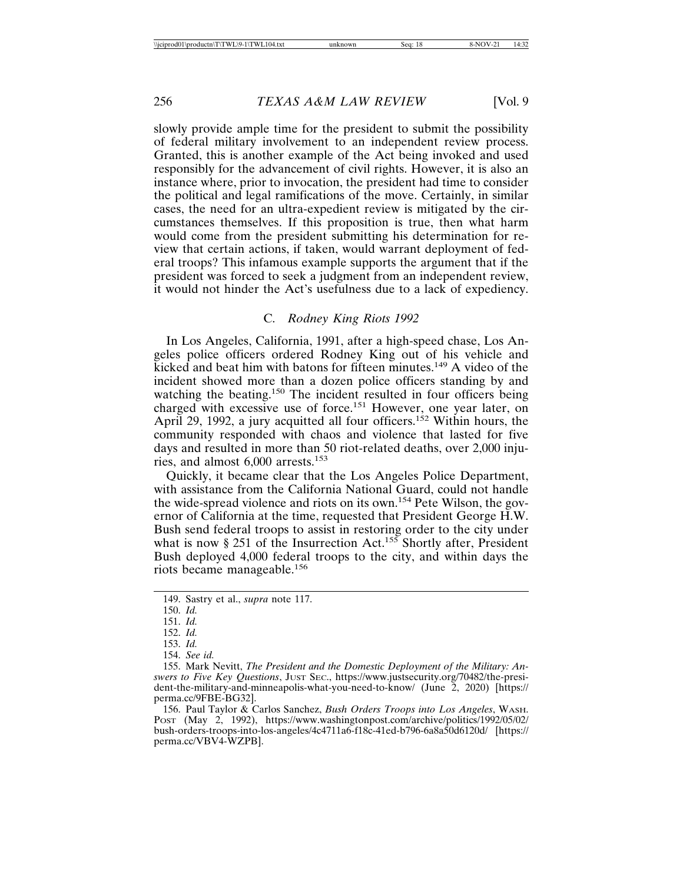slowly provide ample time for the president to submit the possibility of federal military involvement to an independent review process. Granted, this is another example of the Act being invoked and used responsibly for the advancement of civil rights. However, it is also an instance where, prior to invocation, the president had time to consider the political and legal ramifications of the move. Certainly, in similar cases, the need for an ultra-expedient review is mitigated by the circumstances themselves. If this proposition is true, then what harm would come from the president submitting his determination for review that certain actions, if taken, would warrant deployment of federal troops? This infamous example supports the argument that if the president was forced to seek a judgment from an independent review, it would not hinder the Act's usefulness due to a lack of expediency.

### C. *Rodney King Riots 1992*

In Los Angeles, California, 1991, after a high-speed chase, Los Angeles police officers ordered Rodney King out of his vehicle and kicked and beat him with batons for fifteen minutes.[149] A video of the incident showed more than a dozen police officers standing by and watching the beating.[150] The incident resulted in four officers being charged with excessive use of force.[151] However, one year later, on April 29, 1992, a jury acquitted all four officers.[152] Within hours, the community responded with chaos and violence that lasted for five days and resulted in more than 50 riot-related deaths, over 2,000 injuries, and almost 6,000 arrests.[153]

Quickly, it became clear that the Los Angeles Police Department, with assistance from the California National Guard, could not handle the wide-spread violence and riots on its own.[154] Pete Wilson, the governor of California at the time, requested that President George H.W. Bush send federal troops to assist in restoring order to the city under what is now § 251 of the Insurrection Act.[155] Shortly after, President Bush deployed 4,000 federal troops to the city, and within days the riots became manageable.[156]

---

149. Sastry et al., *supra* note 117.

150. *Id.*

151. *Id.*

152. *Id.*

153. *Id.*

154. *See id.*

155. Mark Nevitt, *The President and the Domestic Deployment of the Military: Answers to Five Key Questions*, JUST SEC., https://www.justsecurity.org/70482/the-president-the-military-and-minneapolis-what-you-need-to-know/ (June 2, 2020) [https://perma.cc/9FBE-BG32].

156. Paul Taylor & Carlos Sanchez, *Bush Orders Troops into Los Angeles*, WASH. POST (May 2, 1992), https://www.washingtonpost.com/archive/politics/1992/05/02/bush-orders-troops-into-los-angeles/4c4711a6-f18c-41ed-b796-6a8a50d6120d/ [https://perma.cc/VBV4-WZPB].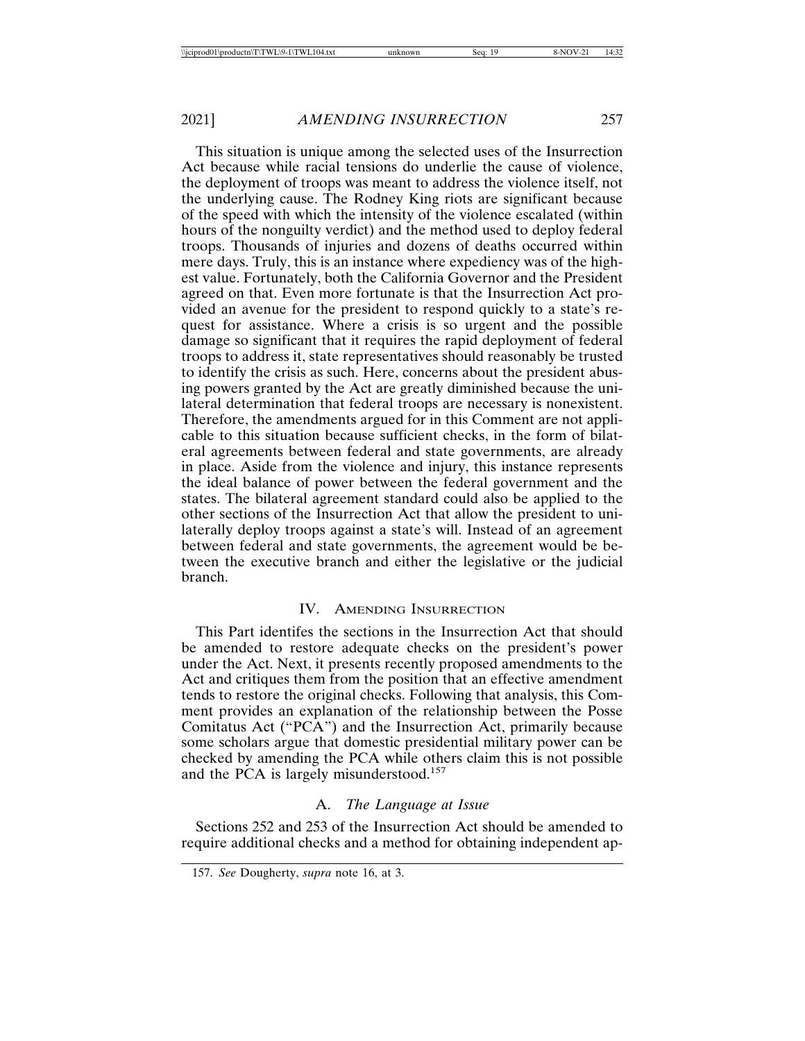This situation is unique among the selected uses of the Insurrection Act because while racial tensions do underlie the cause of violence, the deployment of troops was meant to address the violence itself, not the underlying cause. The Rodney King riots are significant because of the speed with which the intensity of the violence escalated (within hours of the nonguilty verdict) and the method used to deploy federal troops. Thousands of injuries and dozens of deaths occurred within mere days. Truly, this is an instance where expediency was of the highest value. Fortunately, both the California Governor and the President agreed on that. Even more fortunate is that the Insurrection Act provided an avenue for the president to respond quickly to a state's request for assistance. Where a crisis is so urgent and the possible damage so significant that it requires the rapid deployment of federal troops to address it, state representatives should reasonably be trusted to identify the crisis as such. Here, concerns about the president abusing powers granted by the Act are greatly diminished because the unilateral determination that federal troops are necessary is nonexistent. Therefore, the amendments argued for in this Comment are not applicable to this situation because sufficient checks, in the form of bilateral agreements between federal and state governments, are already in place. Aside from the violence and injury, this instance represents the ideal balance of power between the federal government and the states. The bilateral agreement standard could also be applied to the other sections of the Insurrection Act that allow the president to unilaterally deploy troops against a state's will. Instead of an agreement between federal and state governments, the agreement would be between the executive branch and either the legislative or the judicial branch.

## IV. Amending Insurrection

This Part identifes the sections in the Insurrection Act that should be amended to restore adequate checks on the president's power under the Act. Next, it presents recently proposed amendments to the Act and critiques them from the position that an effective amendment tends to restore the original checks. Following that analysis, this Comment provides an explanation of the relationship between the Posse Comitatus Act ("PCA") and the Insurrection Act, primarily because some scholars argue that domestic presidential military power can be checked by amending the PCA while others claim this is not possible and the PCA is largely misunderstood.[157]

### A. *The Language at Issue*

Sections 252 and 253 of the Insurrection Act should be amended to require additional checks and a method for obtaining independent ap-

157. *See* Dougherty, *supra* note 16, at 3.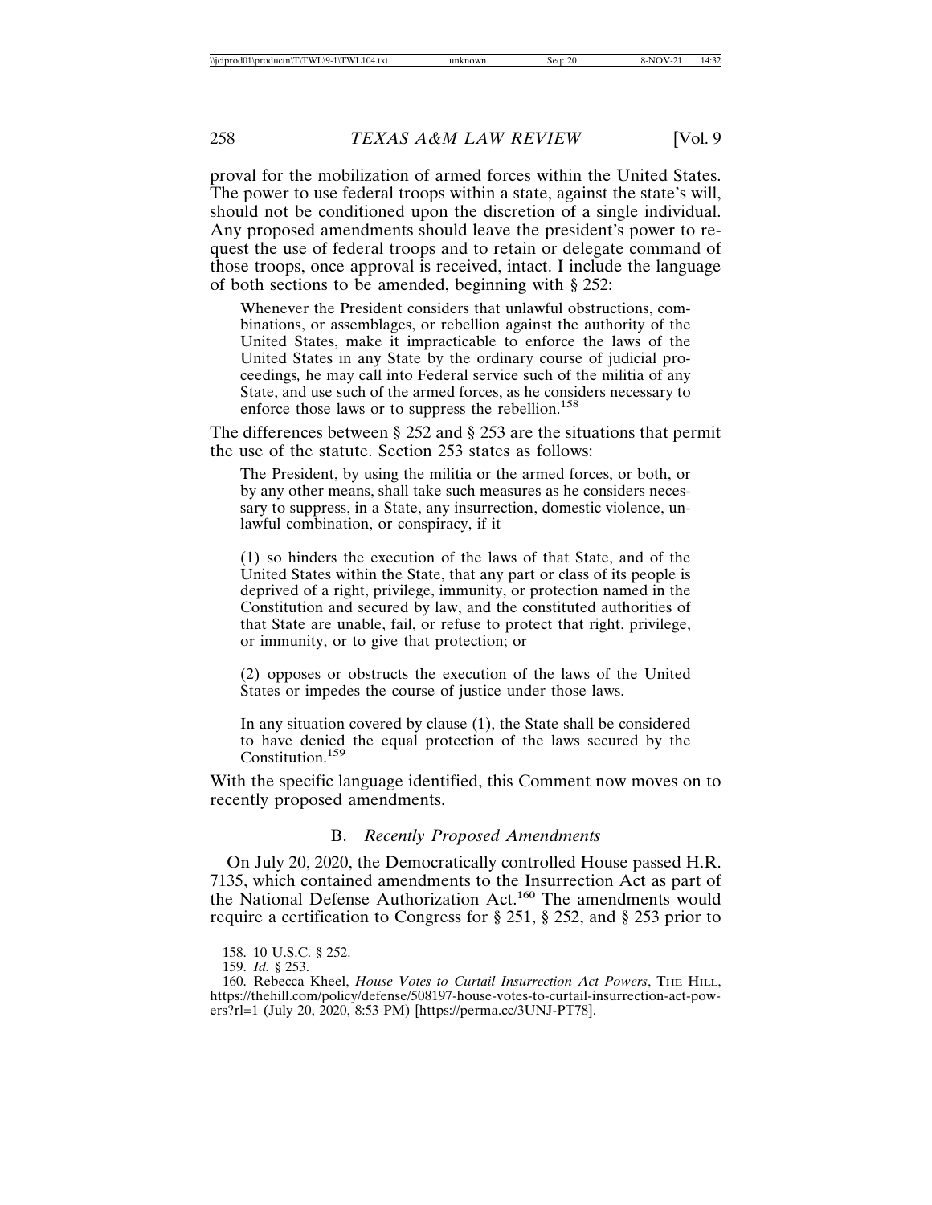proval for the mobilization of armed forces within the United States. The power to use federal troops within a state, against the state's will, should not be conditioned upon the discretion of a single individual. Any proposed amendments should leave the president's power to request the use of federal troops and to retain or delegate command of those troops, once approval is received, intact. I include the language of both sections to be amended, beginning with § 252:

> Whenever the President considers that unlawful obstructions, combinations, or assemblages, or rebellion against the authority of the United States, make it impracticable to enforce the laws of the United States in any State by the ordinary course of judicial proceedings, he may call into Federal service such of the militia of any State, and use such of the armed forces, as he considers necessary to enforce those laws or to suppress the rebellion.[158]

The differences between § 252 and § 253 are the situations that permit the use of the statute. Section 253 states as follows:

> The President, by using the militia or the armed forces, or both, or by any other means, shall take such measures as he considers necessary to suppress, in a State, any insurrection, domestic violence, unlawful combination, or conspiracy, if it—
>
> (1) so hinders the execution of the laws of that State, and of the United States within the State, that any part or class of its people is deprived of a right, privilege, immunity, or protection named in the Constitution and secured by law, and the constituted authorities of that State are unable, fail, or refuse to protect that right, privilege, or immunity, or to give that protection; or
>
> (2) opposes or obstructs the execution of the laws of the United States or impedes the course of justice under those laws.
>
> In any situation covered by clause (1), the State shall be considered to have denied the equal protection of the laws secured by the Constitution.[159]

With the specific language identified, this Comment now moves on to recently proposed amendments.

### B. *Recently Proposed Amendments*

On July 20, 2020, the Democratically controlled House passed H.R. 7135, which contained amendments to the Insurrection Act as part of the National Defense Authorization Act.[160] The amendments would require a certification to Congress for § 251, § 252, and § 253 prior to

---

158. 10 U.S.C. § 252.

159. *Id.* § 253.

160. Rebecca Kheel, *House Votes to Curtail Insurrection Act Powers*, THE HILL, https://thehill.com/policy/defense/508197-house-votes-to-curtail-insurrection-act-powers?rl=1 (July 20, 2020, 8:53 PM) [https://perma.cc/3UNJ-PT78].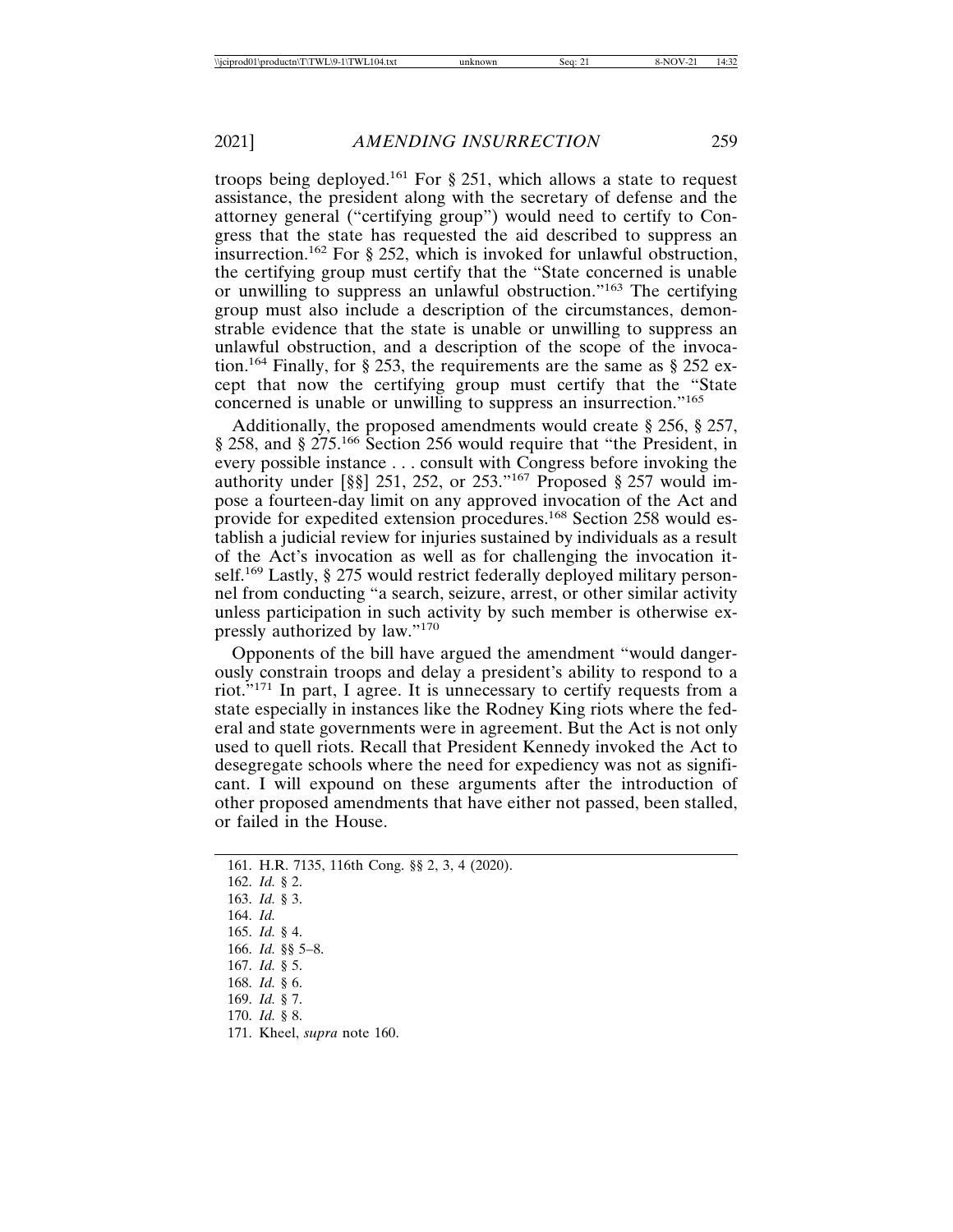troops being deployed.[161] For § 251, which allows a state to request assistance, the president along with the secretary of defense and the attorney general ("certifying group") would need to certify to Congress that the state has requested the aid described to suppress an insurrection.[162] For § 252, which is invoked for unlawful obstruction, the certifying group must certify that the "State concerned is unable or unwilling to suppress an unlawful obstruction."[163] The certifying group must also include a description of the circumstances, demonstrable evidence that the state is unable or unwilling to suppress an unlawful obstruction, and a description of the scope of the invocation.[164] Finally, for § 253, the requirements are the same as § 252 except that now the certifying group must certify that the "State concerned is unable or unwilling to suppress an insurrection."[165]

Additionally, the proposed amendments would create § 256, § 257, § 258, and § 275.[166] Section 256 would require that "the President, in every possible instance . . . consult with Congress before invoking the authority under [§§] 251, 252, or 253."[167] Proposed § 257 would impose a fourteen-day limit on any approved invocation of the Act and provide for expedited extension procedures.[168] Section 258 would establish a judicial review for injuries sustained by individuals as a result of the Act's invocation as well as for challenging the invocation itself.[169] Lastly, § 275 would restrict federally deployed military personnel from conducting "a search, seizure, arrest, or other similar activity unless participation in such activity by such member is otherwise expressly authorized by law."[170]

Opponents of the bill have argued the amendment "would dangerously constrain troops and delay a president's ability to respond to a riot."[171] In part, I agree. It is unnecessary to certify requests from a state especially in instances like the Rodney King riots where the federal and state governments were in agreement. But the Act is not only used to quell riots. Recall that President Kennedy invoked the Act to desegregate schools where the need for expediency was not as significant. I will expound on these arguments after the introduction of other proposed amendments that have either not passed, been stalled, or failed in the House.

161. H.R. 7135, 116th Cong. §§ 2, 3, 4 (2020).

162. *Id.* § 2.

163. *Id.* § 3.

164. *Id.*

165. *Id.* § 4.

166. *Id.* §§ 5–8.

167. *Id.* § 5.

168. *Id.* § 6.

169. *Id.* § 7.

170. *Id.* § 8.

171. Kheel, *supra* note 160.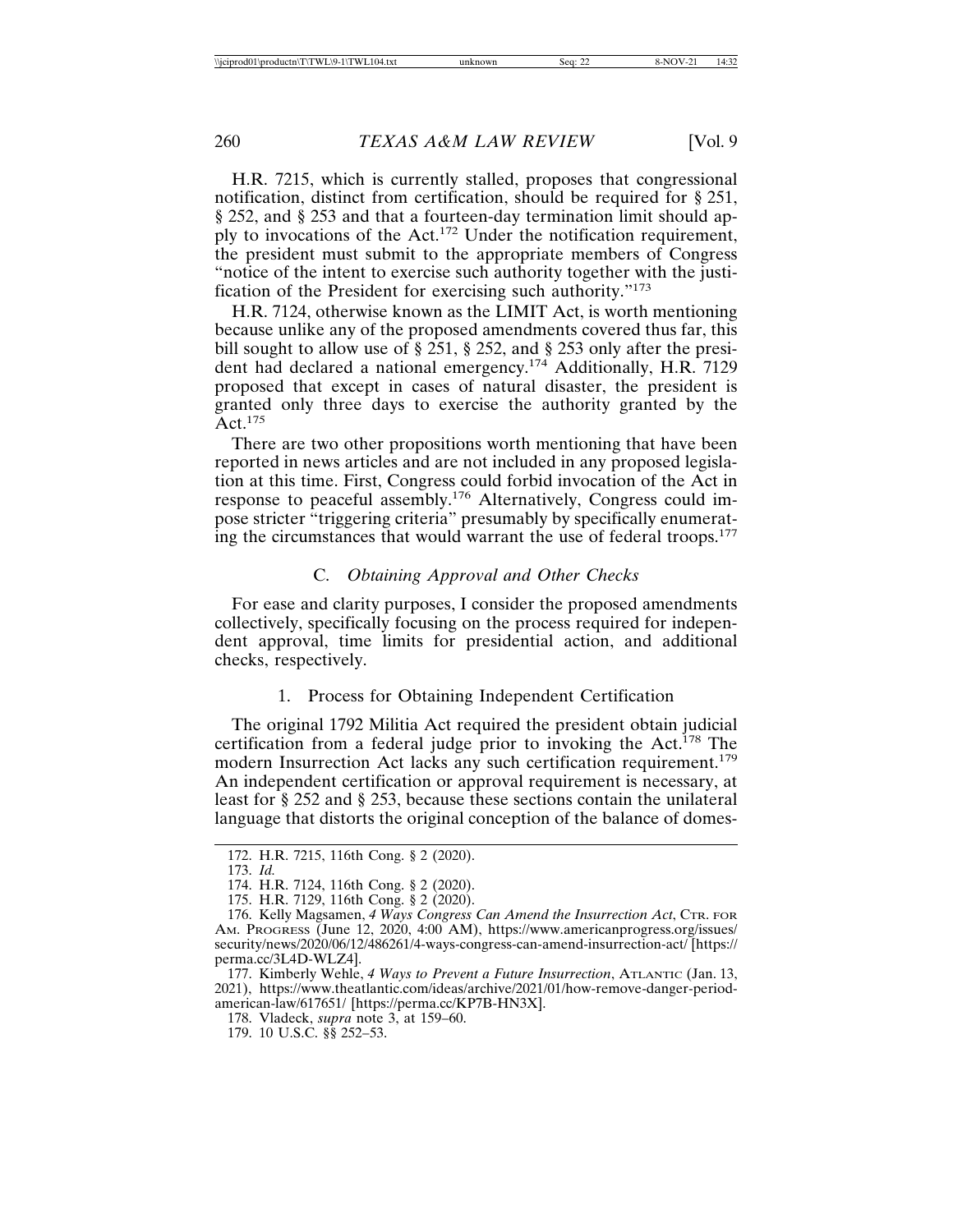H.R. 7215, which is currently stalled, proposes that congressional notification, distinct from certification, should be required for § 251, § 252, and § 253 and that a fourteen-day termination limit should apply to invocations of the Act.[172] Under the notification requirement, the president must submit to the appropriate members of Congress "notice of the intent to exercise such authority together with the justification of the President for exercising such authority."[173]

H.R. 7124, otherwise known as the LIMIT Act, is worth mentioning because unlike any of the proposed amendments covered thus far, this bill sought to allow use of § 251, § 252, and § 253 only after the president had declared a national emergency.[174] Additionally, H.R. 7129 proposed that except in cases of natural disaster, the president is granted only three days to exercise the authority granted by the Act.[175]

There are two other propositions worth mentioning that have been reported in news articles and are not included in any proposed legislation at this time. First, Congress could forbid invocation of the Act in response to peaceful assembly.[176] Alternatively, Congress could impose stricter "triggering criteria" presumably by specifically enumerating the circumstances that would warrant the use of federal troops.[177]

### C. *Obtaining Approval and Other Checks*

For ease and clarity purposes, I consider the proposed amendments collectively, specifically focusing on the process required for independent approval, time limits for presidential action, and additional checks, respectively.

#### 1. Process for Obtaining Independent Certification

The original 1792 Militia Act required the president obtain judicial certification from a federal judge prior to invoking the Act.[178] The modern Insurrection Act lacks any such certification requirement.[179] An independent certification or approval requirement is necessary, at least for § 252 and § 253, because these sections contain the unilateral language that distorts the original conception of the balance of domes-

---

172. H.R. 7215, 116th Cong. § 2 (2020).

173. *Id.*

174. H.R. 7124, 116th Cong. § 2 (2020).

175. H.R. 7129, 116th Cong. § 2 (2020).

176. Kelly Magsamen, *4 Ways Congress Can Amend the Insurrection Act*, CTR. FOR AM. PROGRESS (June 12, 2020, 4:00 AM), https://www.americanprogress.org/issues/security/news/2020/06/12/486261/4-ways-congress-can-amend-insurrection-act/ [https://perma.cc/3L4D-WLZ4].

177. Kimberly Wehle, *4 Ways to Prevent a Future Insurrection*, ATLANTIC (Jan. 13, 2021), https://www.theatlantic.com/ideas/archive/2021/01/how-remove-danger-period-american-law/617651/ [https://perma.cc/KP7B-HN3X].

178. Vladeck, *supra* note 3, at 159–60.

179. 10 U.S.C. §§ 252–53.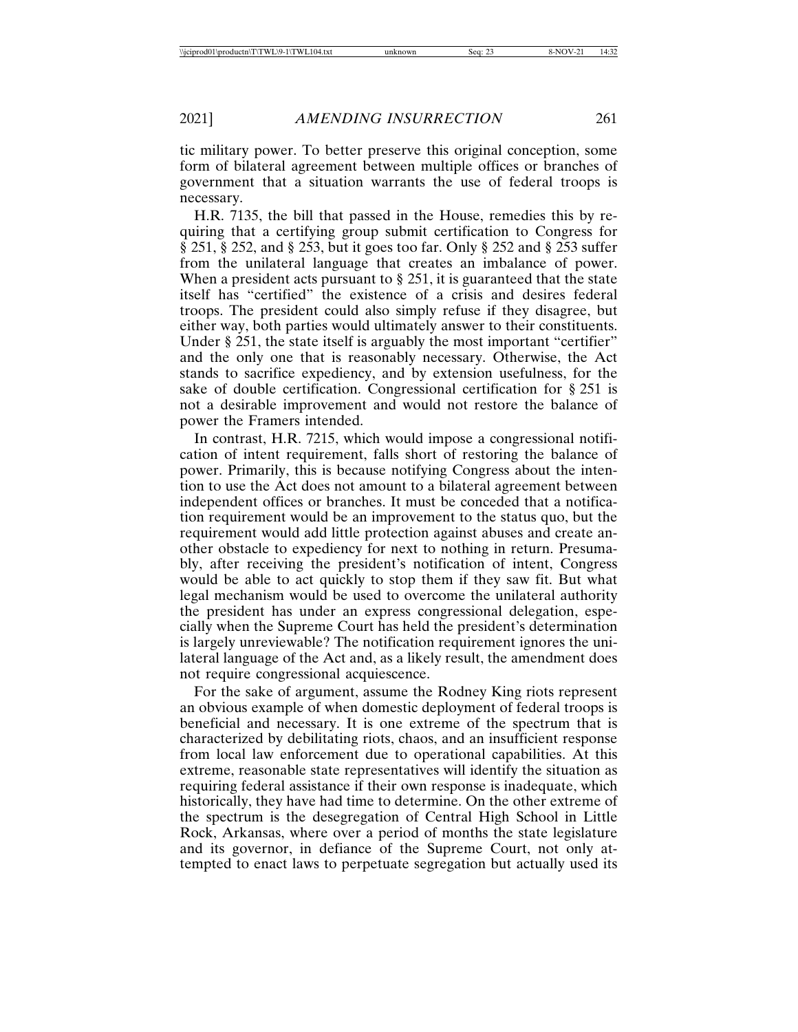tic military power. To better preserve this original conception, some form of bilateral agreement between multiple offices or branches of government that a situation warrants the use of federal troops is necessary.

H.R. 7135, the bill that passed in the House, remedies this by requiring that a certifying group submit certification to Congress for § 251, § 252, and § 253, but it goes too far. Only § 252 and § 253 suffer from the unilateral language that creates an imbalance of power. When a president acts pursuant to § 251, it is guaranteed that the state itself has "certified" the existence of a crisis and desires federal troops. The president could also simply refuse if they disagree, but either way, both parties would ultimately answer to their constituents. Under § 251, the state itself is arguably the most important "certifier" and the only one that is reasonably necessary. Otherwise, the Act stands to sacrifice expediency, and by extension usefulness, for the sake of double certification. Congressional certification for § 251 is not a desirable improvement and would not restore the balance of power the Framers intended.

In contrast, H.R. 7215, which would impose a congressional notification of intent requirement, falls short of restoring the balance of power. Primarily, this is because notifying Congress about the intention to use the Act does not amount to a bilateral agreement between independent offices or branches. It must be conceded that a notification requirement would be an improvement to the status quo, but the requirement would add little protection against abuses and create another obstacle to expediency for next to nothing in return. Presumably, after receiving the president's notification of intent, Congress would be able to act quickly to stop them if they saw fit. But what legal mechanism would be used to overcome the unilateral authority the president has under an express congressional delegation, especially when the Supreme Court has held the president's determination is largely unreviewable? The notification requirement ignores the unilateral language of the Act and, as a likely result, the amendment does not require congressional acquiescence.

For the sake of argument, assume the Rodney King riots represent an obvious example of when domestic deployment of federal troops is beneficial and necessary. It is one extreme of the spectrum that is characterized by debilitating riots, chaos, and an insufficient response from local law enforcement due to operational capabilities. At this extreme, reasonable state representatives will identify the situation as requiring federal assistance if their own response is inadequate, which historically, they have had time to determine. On the other extreme of the spectrum is the desegregation of Central High School in Little Rock, Arkansas, where over a period of months the state legislature and its governor, in defiance of the Supreme Court, not only attempted to enact laws to perpetuate segregation but actually used its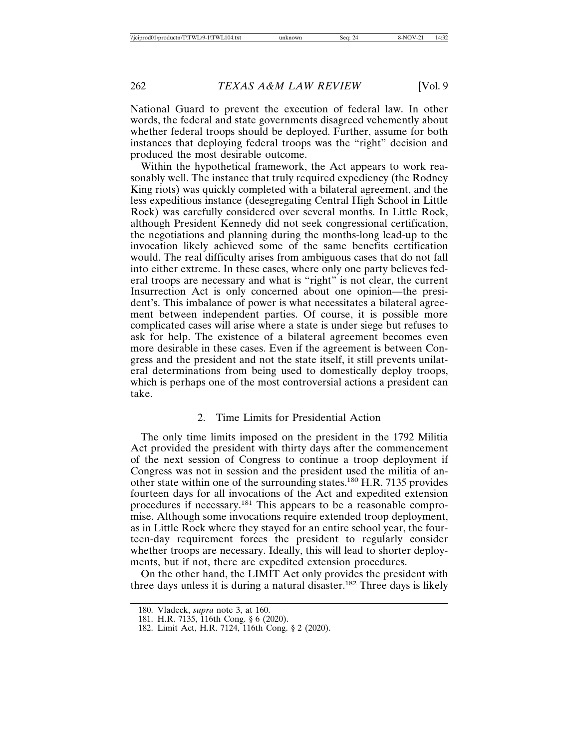National Guard to prevent the execution of federal law. In other words, the federal and state governments disagreed vehemently about whether federal troops should be deployed. Further, assume for both instances that deploying federal troops was the "right" decision and produced the most desirable outcome.

Within the hypothetical framework, the Act appears to work reasonably well. The instance that truly required expediency (the Rodney King riots) was quickly completed with a bilateral agreement, and the less expeditious instance (desegregating Central High School in Little Rock) was carefully considered over several months. In Little Rock, although President Kennedy did not seek congressional certification, the negotiations and planning during the months-long lead-up to the invocation likely achieved some of the same benefits certification would. The real difficulty arises from ambiguous cases that do not fall into either extreme. In these cases, where only one party believes federal troops are necessary and what is "right" is not clear, the current Insurrection Act is only concerned about one opinion—the president's. This imbalance of power is what necessitates a bilateral agreement between independent parties. Of course, it is possible more complicated cases will arise where a state is under siege but refuses to ask for help. The existence of a bilateral agreement becomes even more desirable in these cases. Even if the agreement is between Congress and the president and not the state itself, it still prevents unilateral determinations from being used to domestically deploy troops, which is perhaps one of the most controversial actions a president can take.

### 2. Time Limits for Presidential Action

The only time limits imposed on the president in the 1792 Militia Act provided the president with thirty days after the commencement of the next session of Congress to continue a troop deployment if Congress was not in session and the president used the militia of another state within one of the surrounding states.[180] H.R. 7135 provides fourteen days for all invocations of the Act and expedited extension procedures if necessary.[181] This appears to be a reasonable compromise. Although some invocations require extended troop deployment, as in Little Rock where they stayed for an entire school year, the fourteen-day requirement forces the president to regularly consider whether troops are necessary. Ideally, this will lead to shorter deployments, but if not, there are expedited extension procedures.

On the other hand, the LIMIT Act only provides the president with three days unless it is during a natural disaster.[182] Three days is likely

---

180. Vladeck, *supra* note 3, at 160.

181. H.R. 7135, 116th Cong. § 6 (2020).

182. Limit Act, H.R. 7124, 116th Cong. § 2 (2020).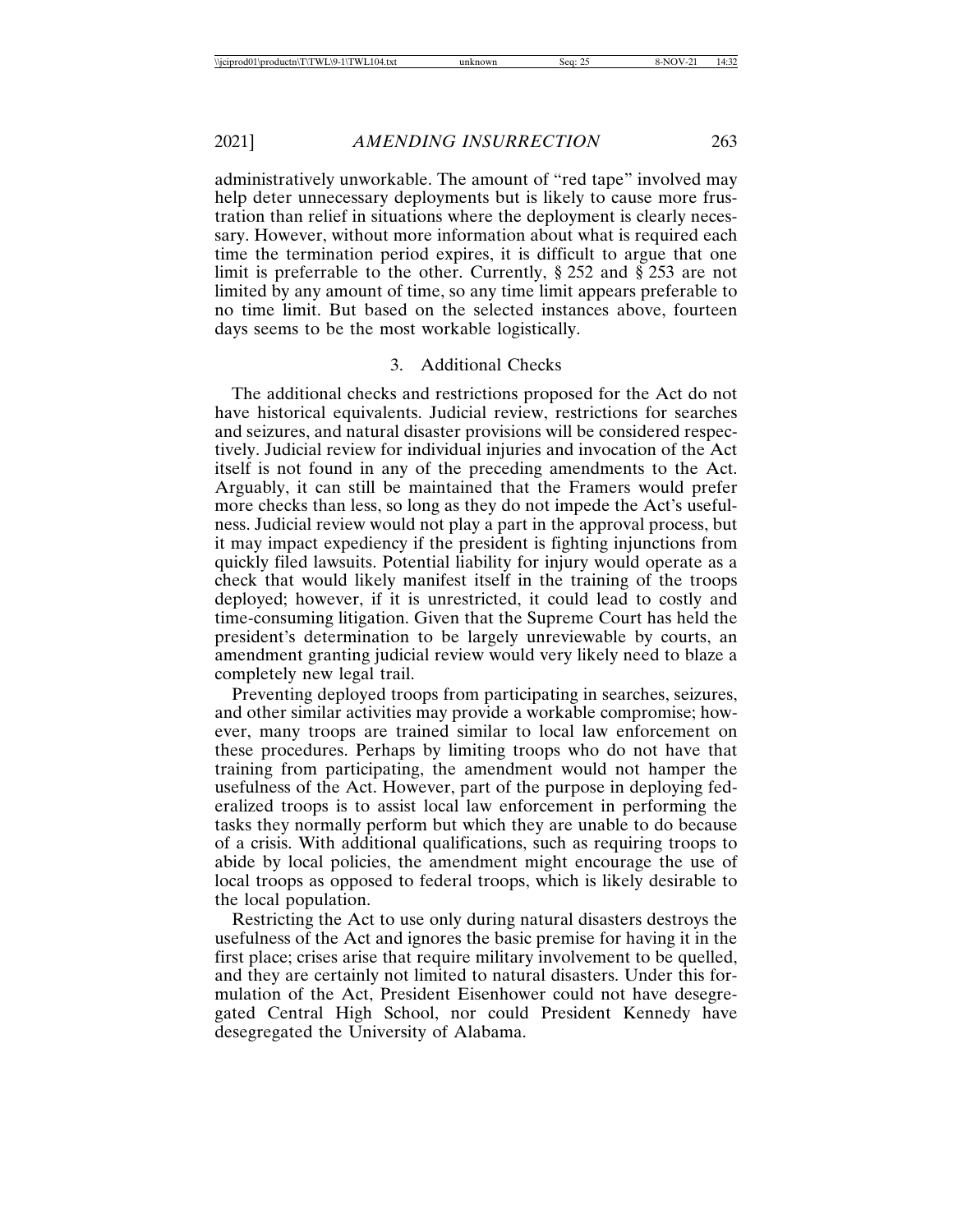administratively unworkable. The amount of "red tape" involved may help deter unnecessary deployments but is likely to cause more frustration than relief in situations where the deployment is clearly necessary. However, without more information about what is required each time the termination period expires, it is difficult to argue that one limit is preferrable to the other. Currently, § 252 and § 253 are not limited by any amount of time, so any time limit appears preferable to no time limit. But based on the selected instances above, fourteen days seems to be the most workable logistically.

### 3. Additional Checks

The additional checks and restrictions proposed for the Act do not have historical equivalents. Judicial review, restrictions for searches and seizures, and natural disaster provisions will be considered respectively. Judicial review for individual injuries and invocation of the Act itself is not found in any of the preceding amendments to the Act. Arguably, it can still be maintained that the Framers would prefer more checks than less, so long as they do not impede the Act's usefulness. Judicial review would not play a part in the approval process, but it may impact expediency if the president is fighting injunctions from quickly filed lawsuits. Potential liability for injury would operate as a check that would likely manifest itself in the training of the troops deployed; however, if it is unrestricted, it could lead to costly and time-consuming litigation. Given that the Supreme Court has held the president's determination to be largely unreviewable by courts, an amendment granting judicial review would very likely need to blaze a completely new legal trail.

Preventing deployed troops from participating in searches, seizures, and other similar activities may provide a workable compromise; however, many troops are trained similar to local law enforcement on these procedures. Perhaps by limiting troops who do not have that training from participating, the amendment would not hamper the usefulness of the Act. However, part of the purpose in deploying federalized troops is to assist local law enforcement in performing the tasks they normally perform but which they are unable to do because of a crisis. With additional qualifications, such as requiring troops to abide by local policies, the amendment might encourage the use of local troops as opposed to federal troops, which is likely desirable to the local population.

Restricting the Act to use only during natural disasters destroys the usefulness of the Act and ignores the basic premise for having it in the first place; crises arise that require military involvement to be quelled, and they are certainly not limited to natural disasters. Under this formulation of the Act, President Eisenhower could not have desegregated Central High School, nor could President Kennedy have desegregated the University of Alabama.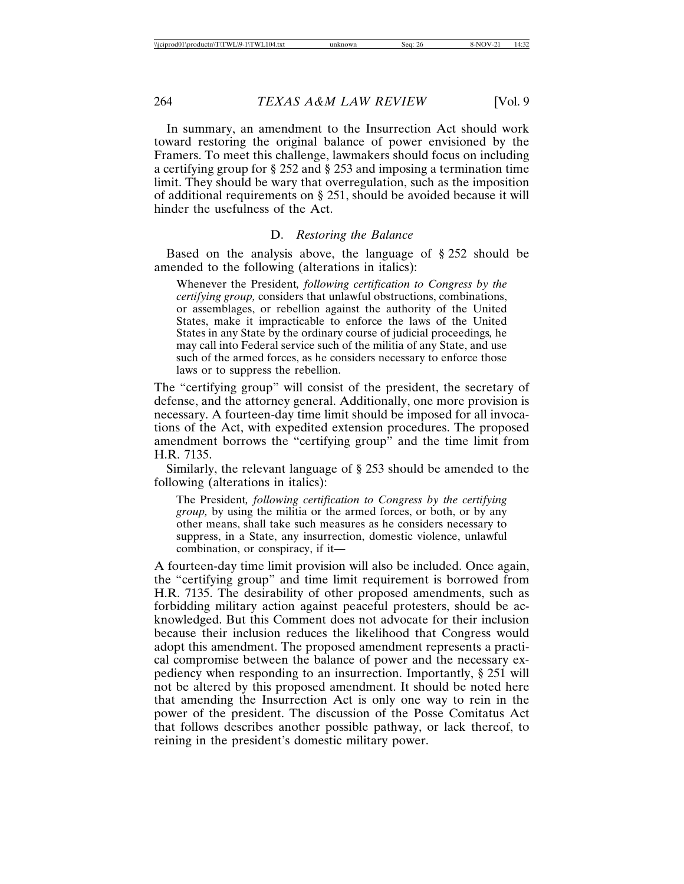In summary, an amendment to the Insurrection Act should work toward restoring the original balance of power envisioned by the Framers. To meet this challenge, lawmakers should focus on including a certifying group for § 252 and § 253 and imposing a termination time limit. They should be wary that overregulation, such as the imposition of additional requirements on § 251, should be avoided because it will hinder the usefulness of the Act.

### D. *Restoring the Balance*

Based on the analysis above, the language of § 252 should be amended to the following (alterations in italics):

> Whenever the President*, following certification to Congress by the certifying group,* considers that unlawful obstructions, combinations, or assemblages, or rebellion against the authority of the United States, make it impracticable to enforce the laws of the United States in any State by the ordinary course of judicial proceedings*,* he may call into Federal service such of the militia of any State, and use such of the armed forces, as he considers necessary to enforce those laws or to suppress the rebellion.

The "certifying group" will consist of the president, the secretary of defense, and the attorney general. Additionally, one more provision is necessary. A fourteen-day time limit should be imposed for all invocations of the Act, with expedited extension procedures. The proposed amendment borrows the "certifying group" and the time limit from H.R. 7135.

Similarly, the relevant language of § 253 should be amended to the following (alterations in italics):

> The President*, following certification to Congress by the certifying group,* by using the militia or the armed forces, or both, or by any other means, shall take such measures as he considers necessary to suppress, in a State, any insurrection, domestic violence, unlawful combination, or conspiracy, if it—

A fourteen-day time limit provision will also be included. Once again, the "certifying group" and time limit requirement is borrowed from H.R. 7135. The desirability of other proposed amendments, such as forbidding military action against peaceful protesters, should be acknowledged. But this Comment does not advocate for their inclusion because their inclusion reduces the likelihood that Congress would adopt this amendment. The proposed amendment represents a practical compromise between the balance of power and the necessary expediency when responding to an insurrection. Importantly, § 251 will not be altered by this proposed amendment. It should be noted here that amending the Insurrection Act is only one way to rein in the power of the president. The discussion of the Posse Comitatus Act that follows describes another possible pathway, or lack thereof, to reining in the president's domestic military power.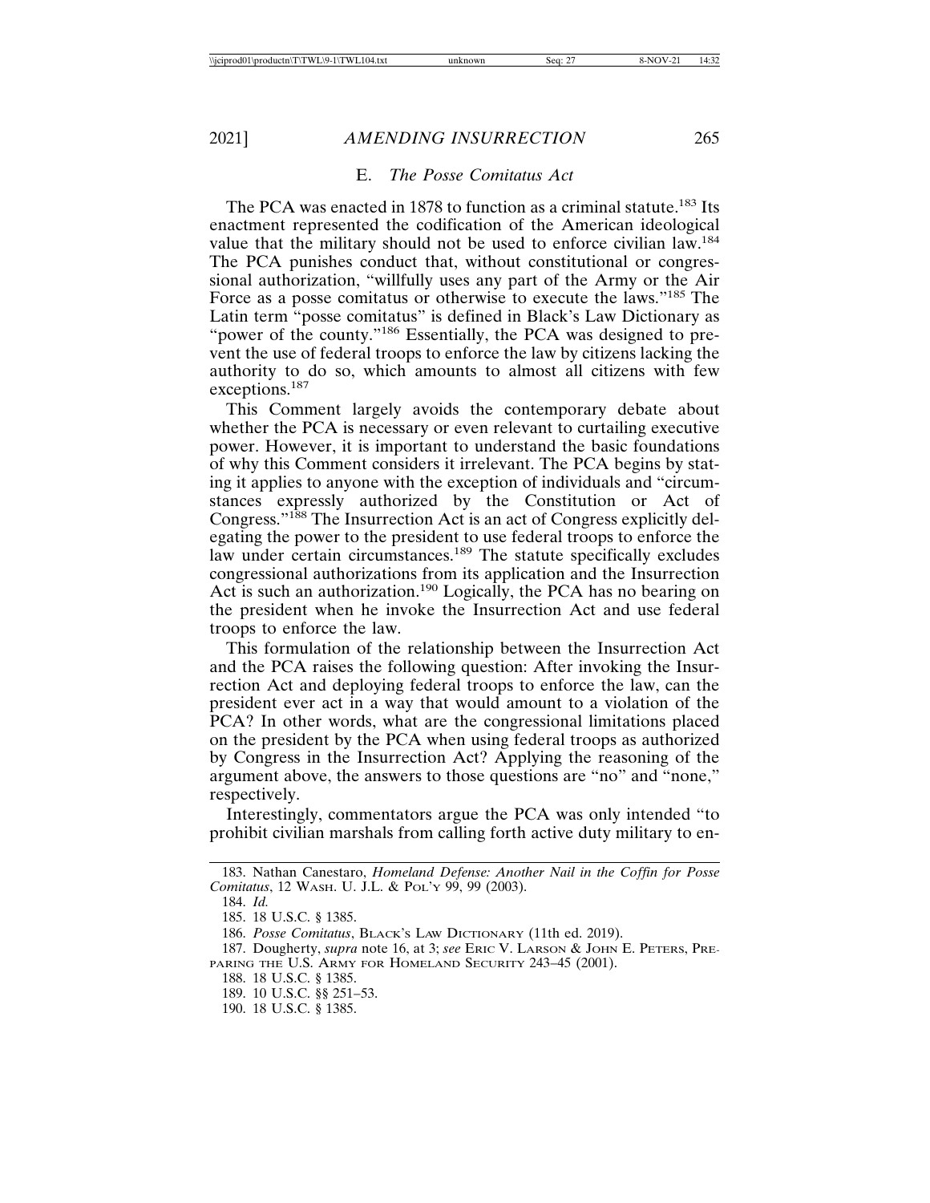### E. *The Posse Comitatus Act*

The PCA was enacted in 1878 to function as a criminal statute.[183] Its enactment represented the codification of the American ideological value that the military should not be used to enforce civilian law.[184] The PCA punishes conduct that, without constitutional or congressional authorization, "willfully uses any part of the Army or the Air Force as a posse comitatus or otherwise to execute the laws."[185] The Latin term "posse comitatus" is defined in Black's Law Dictionary as "power of the county."[186] Essentially, the PCA was designed to prevent the use of federal troops to enforce the law by citizens lacking the authority to do so, which amounts to almost all citizens with few exceptions.[187]

This Comment largely avoids the contemporary debate about whether the PCA is necessary or even relevant to curtailing executive power. However, it is important to understand the basic foundations of why this Comment considers it irrelevant. The PCA begins by stating it applies to anyone with the exception of individuals and "circumstances expressly authorized by the Constitution or Act of Congress."[188] The Insurrection Act is an act of Congress explicitly delegating the power to the president to use federal troops to enforce the law under certain circumstances.[189] The statute specifically excludes congressional authorizations from its application and the Insurrection Act is such an authorization.[190] Logically, the PCA has no bearing on the president when he invoke the Insurrection Act and use federal troops to enforce the law.

This formulation of the relationship between the Insurrection Act and the PCA raises the following question: After invoking the Insurrection Act and deploying federal troops to enforce the law, can the president ever act in a way that would amount to a violation of the PCA? In other words, what are the congressional limitations placed on the president by the PCA when using federal troops as authorized by Congress in the Insurrection Act? Applying the reasoning of the argument above, the answers to those questions are "no" and "none," respectively.

Interestingly, commentators argue the PCA was only intended "to prohibit civilian marshals from calling forth active duty military to en-

---

183. Nathan Canestaro, *Homeland Defense: Another Nail in the Coffin for Posse Comitatus*, 12 WASH. U. J.L. & POL'Y 99, 99 (2003).

184. *Id.*

185. 18 U.S.C. § 1385.

186. *Posse Comitatus*, BLACK'S LAW DICTIONARY (11th ed. 2019).

187. Dougherty, *supra* note 16, at 3; *see* ERIC V. LARSON & JOHN E. PETERS, PREPARING THE U.S. ARMY FOR HOMELAND SECURITY 243–45 (2001).

188. 18 U.S.C. § 1385.

189. 10 U.S.C. §§ 251–53.

190. 18 U.S.C. § 1385.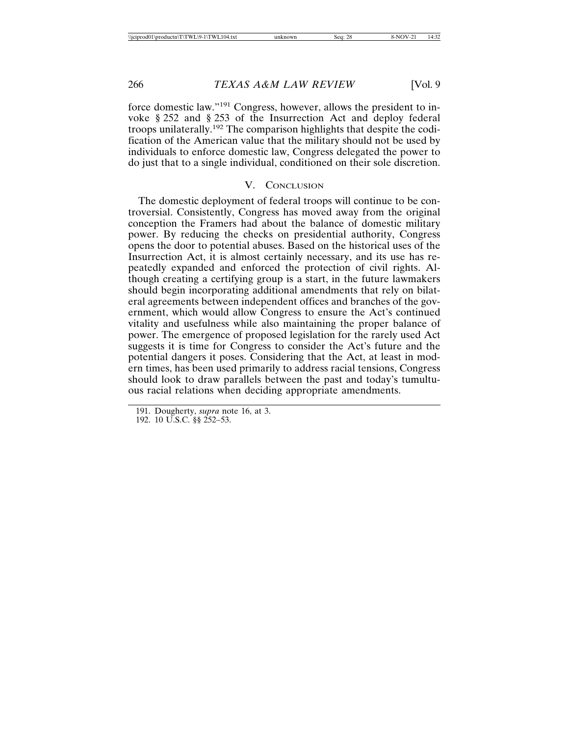force domestic law."[191] Congress, however, allows the president to invoke § 252 and § 253 of the Insurrection Act and deploy federal troops unilaterally.[192] The comparison highlights that despite the codification of the American value that the military should not be used by individuals to enforce domestic law, Congress delegated the power to do just that to a single individual, conditioned on their sole discretion.

## V. Conclusion

The domestic deployment of federal troops will continue to be controversial. Consistently, Congress has moved away from the original conception the Framers had about the balance of domestic military power. By reducing the checks on presidential authority, Congress opens the door to potential abuses. Based on the historical uses of the Insurrection Act, it is almost certainly necessary, and its use has repeatedly expanded and enforced the protection of civil rights. Although creating a certifying group is a start, in the future lawmakers should begin incorporating additional amendments that rely on bilateral agreements between independent offices and branches of the government, which would allow Congress to ensure the Act's continued vitality and usefulness while also maintaining the proper balance of power. The emergence of proposed legislation for the rarely used Act suggests it is time for Congress to consider the Act's future and the potential dangers it poses. Considering that the Act, at least in modern times, has been used primarily to address racial tensions, Congress should look to draw parallels between the past and today's tumultuous racial relations when deciding appropriate amendments.

---

191. Dougherty, *supra* note 16, at 3.

192. 10 U.S.C. §§ 252–53.